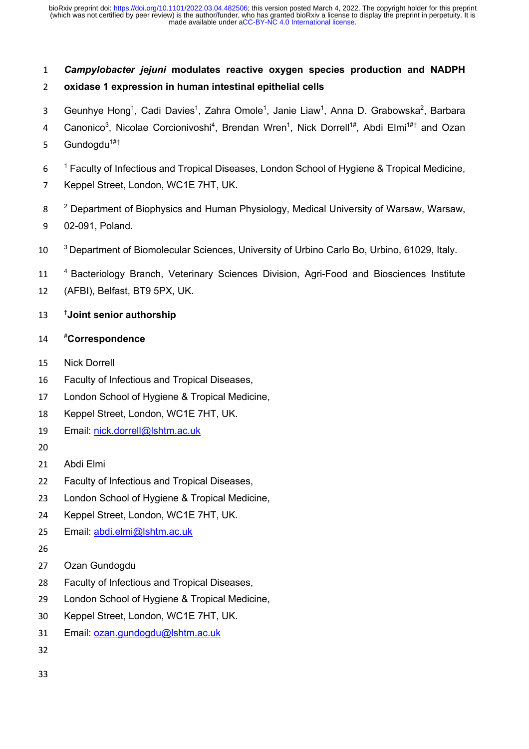# *Campylobacter jejuni* modulates reactive oxygen species production and NADPH oxidase 1 expression in human intestinal epithelial cells

Geunhye Hong[1], Cadi Davies[1], Zahra Omole[1], Janie Liaw[1], Anna D. Grabowska[2], Barbara Canonico[3], Nicolae Corcionivoshi[4], Brendan Wren[1], Nick Dorrell[1#], Abdi Elmi[1#†] and Ozan Gundogdu[1#†]

[1] Faculty of Infectious and Tropical Diseases, London School of Hygiene & Tropical Medicine, Keppel Street, London, WC1E 7HT, UK.

[2] Department of Biophysics and Human Physiology, Medical University of Warsaw, Warsaw, 02-091, Poland.

[3] Department of Biomolecular Sciences, University of Urbino Carlo Bo, Urbino, 61029, Italy.

[4] Bacteriology Branch, Veterinary Sciences Division, Agri-Food and Biosciences Institute (AFBI), Belfast, BT9 5PX, UK.

**[†]Joint senior authorship**

**[#]Correspondence**

Nick Dorrell
Faculty of Infectious and Tropical Diseases,
London School of Hygiene & Tropical Medicine,
Keppel Street, London, WC1E 7HT, UK.
Email: nick.dorrell@lshtm.ac.uk

Abdi Elmi
Faculty of Infectious and Tropical Diseases,
London School of Hygiene & Tropical Medicine,
Keppel Street, London, WC1E 7HT, UK.
Email: abdi.elmi@lshtm.ac.uk

Ozan Gundogdu
Faculty of Infectious and Tropical Diseases,
London School of Hygiene & Tropical Medicine,
Keppel Street, London, WC1E 7HT, UK.
Email: ozan.gundogdu@lshtm.ac.uk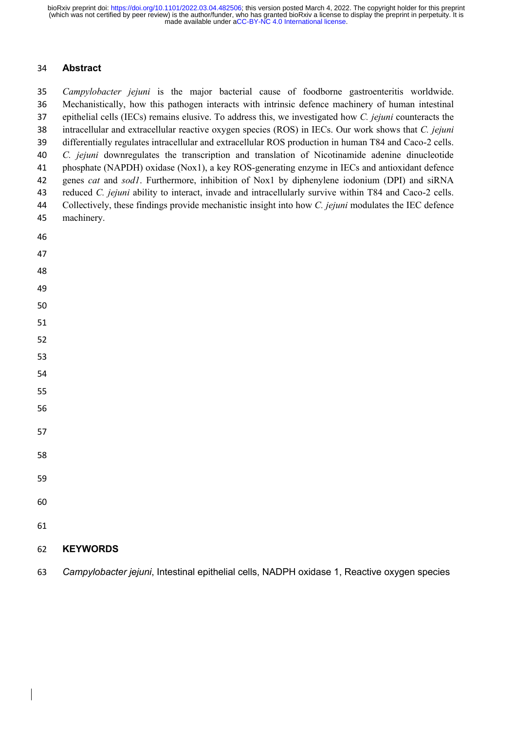## Abstract

*Campylobacter jejuni* is the major bacterial cause of foodborne gastroenteritis worldwide. Mechanistically, how this pathogen interacts with intrinsic defence machinery of human intestinal epithelial cells (IECs) remains elusive. To address this, we investigated how *C. jejuni* counteracts the intracellular and extracellular reactive oxygen species (ROS) in IECs. Our work shows that *C. jejuni* differentially regulates intracellular and extracellular ROS production in human T84 and Caco-2 cells. *C. jejuni* downregulates the transcription and translation of Nicotinamide adenine dinucleotide phosphate (NAPDH) oxidase (Nox1), a key ROS-generating enzyme in IECs and antioxidant defence genes *cat* and *sod1*. Furthermore, inhibition of Nox1 by diphenylene iodonium (DPI) and siRNA reduced *C. jejuni* ability to interact, invade and intracellularly survive within T84 and Caco-2 cells. Collectively, these findings provide mechanistic insight into how *C. jejuni* modulates the IEC defence machinery.

## KEYWORDS

*Campylobacter jejuni*, Intestinal epithelial cells, NADPH oxidase 1, Reactive oxygen species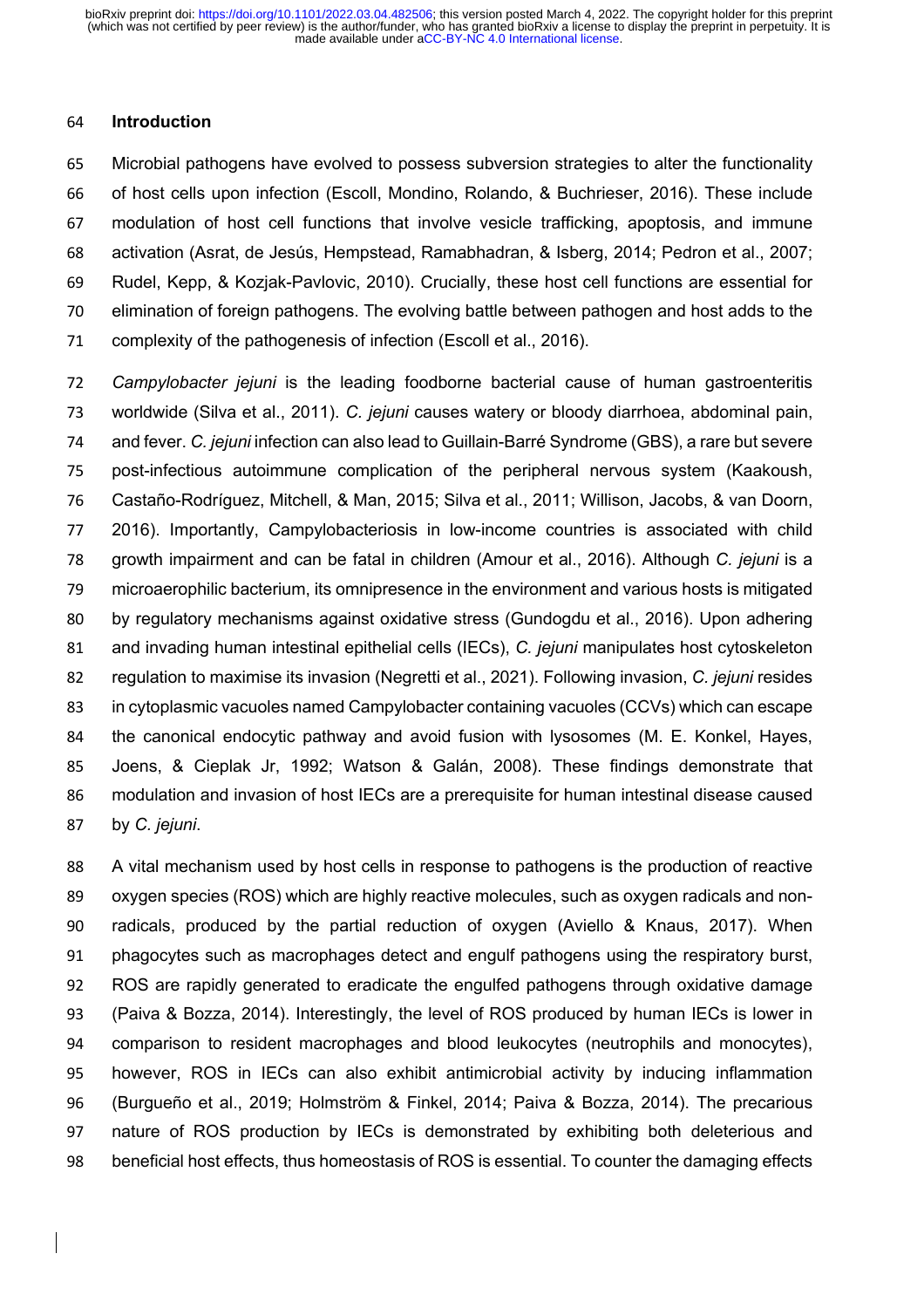## Introduction

Microbial pathogens have evolved to possess subversion strategies to alter the functionality of host cells upon infection (Escoll, Mondino, Rolando, & Buchrieser, 2016). These include modulation of host cell functions that involve vesicle trafficking, apoptosis, and immune activation (Asrat, de Jesús, Hempstead, Ramabhadran, & Isberg, 2014; Pedron et al., 2007; Rudel, Kepp, & Kozjak-Pavlovic, 2010). Crucially, these host cell functions are essential for elimination of foreign pathogens. The evolving battle between pathogen and host adds to the complexity of the pathogenesis of infection (Escoll et al., 2016).

*Campylobacter jejuni* is the leading foodborne bacterial cause of human gastroenteritis worldwide (Silva et al., 2011). *C. jejuni* causes watery or bloody diarrhoea, abdominal pain, and fever. *C. jejuni* infection can also lead to Guillain-Barré Syndrome (GBS), a rare but severe post-infectious autoimmune complication of the peripheral nervous system (Kaakoush, Castaño-Rodríguez, Mitchell, & Man, 2015; Silva et al., 2011; Willison, Jacobs, & van Doorn, 2016). Importantly, Campylobacteriosis in low-income countries is associated with child growth impairment and can be fatal in children (Amour et al., 2016). Although *C. jejuni* is a microaerophilic bacterium, its omnipresence in the environment and various hosts is mitigated by regulatory mechanisms against oxidative stress (Gundogdu et al., 2016). Upon adhering and invading human intestinal epithelial cells (IECs), *C. jejuni* manipulates host cytoskeleton regulation to maximise its invasion (Negretti et al., 2021). Following invasion, *C. jejuni* resides in cytoplasmic vacuoles named Campylobacter containing vacuoles (CCVs) which can escape the canonical endocytic pathway and avoid fusion with lysosomes (M. E. Konkel, Hayes, Joens, & Cieplak Jr, 1992; Watson & Galán, 2008). These findings demonstrate that modulation and invasion of host IECs are a prerequisite for human intestinal disease caused by *C. jejuni*.

A vital mechanism used by host cells in response to pathogens is the production of reactive oxygen species (ROS) which are highly reactive molecules, such as oxygen radicals and non-radicals, produced by the partial reduction of oxygen (Aviello & Knaus, 2017). When phagocytes such as macrophages detect and engulf pathogens using the respiratory burst, ROS are rapidly generated to eradicate the engulfed pathogens through oxidative damage (Paiva & Bozza, 2014). Interestingly, the level of ROS produced by human IECs is lower in comparison to resident macrophages and blood leukocytes (neutrophils and monocytes), however, ROS in IECs can also exhibit antimicrobial activity by inducing inflammation (Burgueño et al., 2019; Holmström & Finkel, 2014; Paiva & Bozza, 2014). The precarious nature of ROS production by IECs is demonstrated by exhibiting both deleterious and beneficial host effects, thus homeostasis of ROS is essential. To counter the damaging effects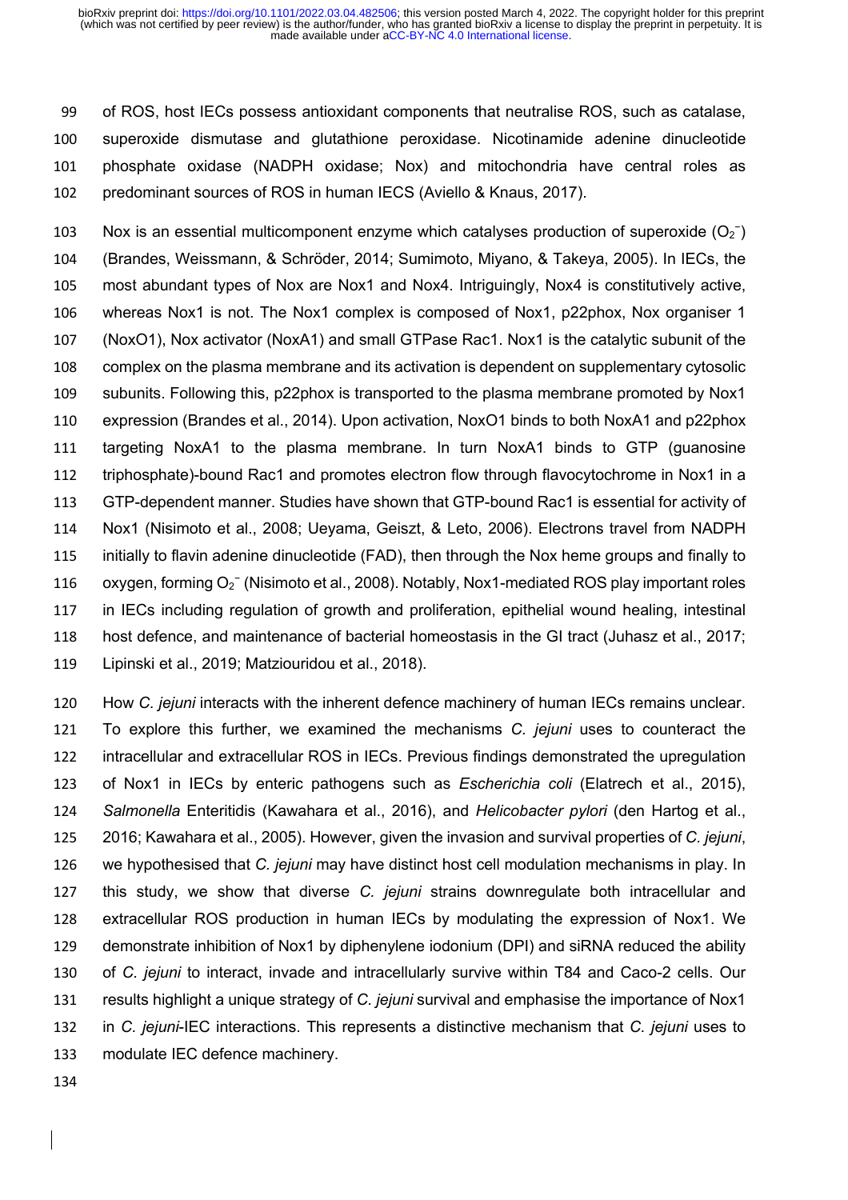of ROS, host IECs possess antioxidant components that neutralise ROS, such as catalase, superoxide dismutase and glutathione peroxidase. Nicotinamide adenine dinucleotide phosphate oxidase (NADPH oxidase; Nox) and mitochondria have central roles as predominant sources of ROS in human IECS (Aviello & Knaus, 2017).

Nox is an essential multicomponent enzyme which catalyses production of superoxide ($O_2^-$) (Brandes, Weissmann, & Schröder, 2014; Sumimoto, Miyano, & Takeya, 2005). In IECs, the most abundant types of Nox are Nox1 and Nox4. Intriguingly, Nox4 is constitutively active, whereas Nox1 is not. The Nox1 complex is composed of Nox1, p22phox, Nox organiser 1 (NoxO1), Nox activator (NoxA1) and small GTPase Rac1. Nox1 is the catalytic subunit of the complex on the plasma membrane and its activation is dependent on supplementary cytosolic subunits. Following this, p22phox is transported to the plasma membrane promoted by Nox1 expression (Brandes et al., 2014). Upon activation, NoxO1 binds to both NoxA1 and p22phox targeting NoxA1 to the plasma membrane. In turn NoxA1 binds to GTP (guanosine triphosphate)-bound Rac1 and promotes electron flow through flavocytochrome in Nox1 in a GTP-dependent manner. Studies have shown that GTP-bound Rac1 is essential for activity of Nox1 (Nisimoto et al., 2008; Ueyama, Geiszt, & Leto, 2006). Electrons travel from NADPH initially to flavin adenine dinucleotide (FAD), then through the Nox heme groups and finally to oxygen, forming $O_2^-$ (Nisimoto et al., 2008). Notably, Nox1-mediated ROS play important roles in IECs including regulation of growth and proliferation, epithelial wound healing, intestinal host defence, and maintenance of bacterial homeostasis in the GI tract (Juhasz et al., 2017; Lipinski et al., 2019; Matziouridou et al., 2018).

How *C. jejuni* interacts with the inherent defence machinery of human IECs remains unclear. To explore this further, we examined the mechanisms *C. jejuni* uses to counteract the intracellular and extracellular ROS in IECs. Previous findings demonstrated the upregulation of Nox1 in IECs by enteric pathogens such as *Escherichia coli* (Elatrech et al., 2015), *Salmonella* Enteritidis (Kawahara et al., 2016), and *Helicobacter pylori* (den Hartog et al., 2016; Kawahara et al., 2005). However, given the invasion and survival properties of *C. jejuni*, we hypothesised that *C. jejuni* may have distinct host cell modulation mechanisms in play. In this study, we show that diverse *C. jejuni* strains downregulate both intracellular and extracellular ROS production in human IECs by modulating the expression of Nox1. We demonstrate inhibition of Nox1 by diphenylene iodonium (DPI) and siRNA reduced the ability of *C. jejuni* to interact, invade and intracellularly survive within T84 and Caco-2 cells. Our results highlight a unique strategy of *C. jejuni* survival and emphasise the importance of Nox1 in *C. jejuni*-IEC interactions. This represents a distinctive mechanism that *C. jejuni* uses to modulate IEC defence machinery.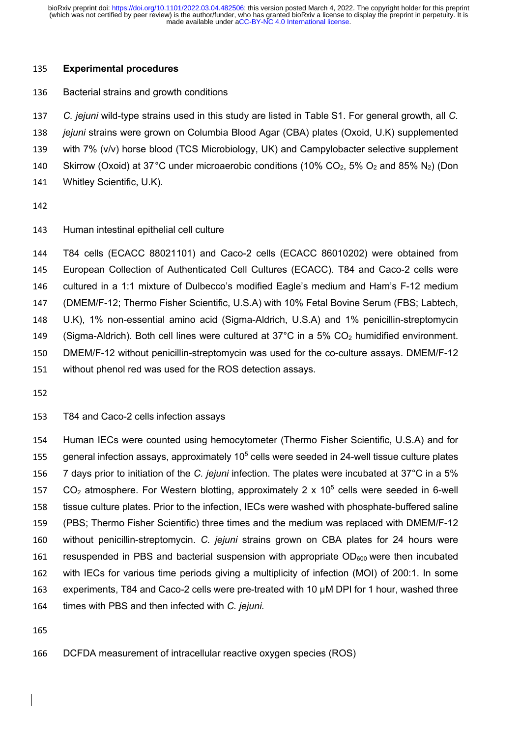## Experimental procedures

### Bacterial strains and growth conditions

*C. jejuni* wild-type strains used in this study are listed in Table S1. For general growth, all *C. jejuni* strains were grown on Columbia Blood Agar (CBA) plates (Oxoid, U.K) supplemented with 7% (v/v) horse blood (TCS Microbiology, UK) and Campylobacter selective supplement Skirrow (Oxoid) at 37°C under microaerobic conditions (10% $CO_2$, 5% $O_2$ and 85% $N_2$) (Don Whitley Scientific, U.K).

### Human intestinal epithelial cell culture

T84 cells (ECACC 88021101) and Caco-2 cells (ECACC 86010202) were obtained from European Collection of Authenticated Cell Cultures (ECACC). T84 and Caco-2 cells were cultured in a 1:1 mixture of Dulbecco's modified Eagle's medium and Ham's F-12 medium (DMEM/F-12; Thermo Fisher Scientific, U.S.A) with 10% Fetal Bovine Serum (FBS; Labtech, U.K), 1% non-essential amino acid (Sigma-Aldrich, U.S.A) and 1% penicillin-streptomycin (Sigma-Aldrich). Both cell lines were cultured at 37°C in a 5% $CO_2$ humidified environment. DMEM/F-12 without penicillin-streptomycin was used for the co-culture assays. DMEM/F-12 without phenol red was used for the ROS detection assays.

### T84 and Caco-2 cells infection assays

Human IECs were counted using hemocytometer (Thermo Fisher Scientific, U.S.A) and for general infection assays, approximately $10^5$ cells were seeded in 24-well tissue culture plates 7 days prior to initiation of the *C. jejuni* infection. The plates were incubated at 37°C in a 5% $CO_2$ atmosphere. For Western blotting, approximately 2 x $10^5$ cells were seeded in 6-well tissue culture plates. Prior to the infection, IECs were washed with phosphate-buffered saline (PBS; Thermo Fisher Scientific) three times and the medium was replaced with DMEM/F-12 without penicillin-streptomycin. *C. jejuni* strains grown on CBA plates for 24 hours were resuspended in PBS and bacterial suspension with appropriate $OD_{600}$ were then incubated with IECs for various time periods giving a multiplicity of infection (MOI) of 200:1. In some experiments, T84 and Caco-2 cells were pre-treated with 10 μM DPI for 1 hour, washed three times with PBS and then infected with *C. jejuni.*

### DCFDA measurement of intracellular reactive oxygen species (ROS)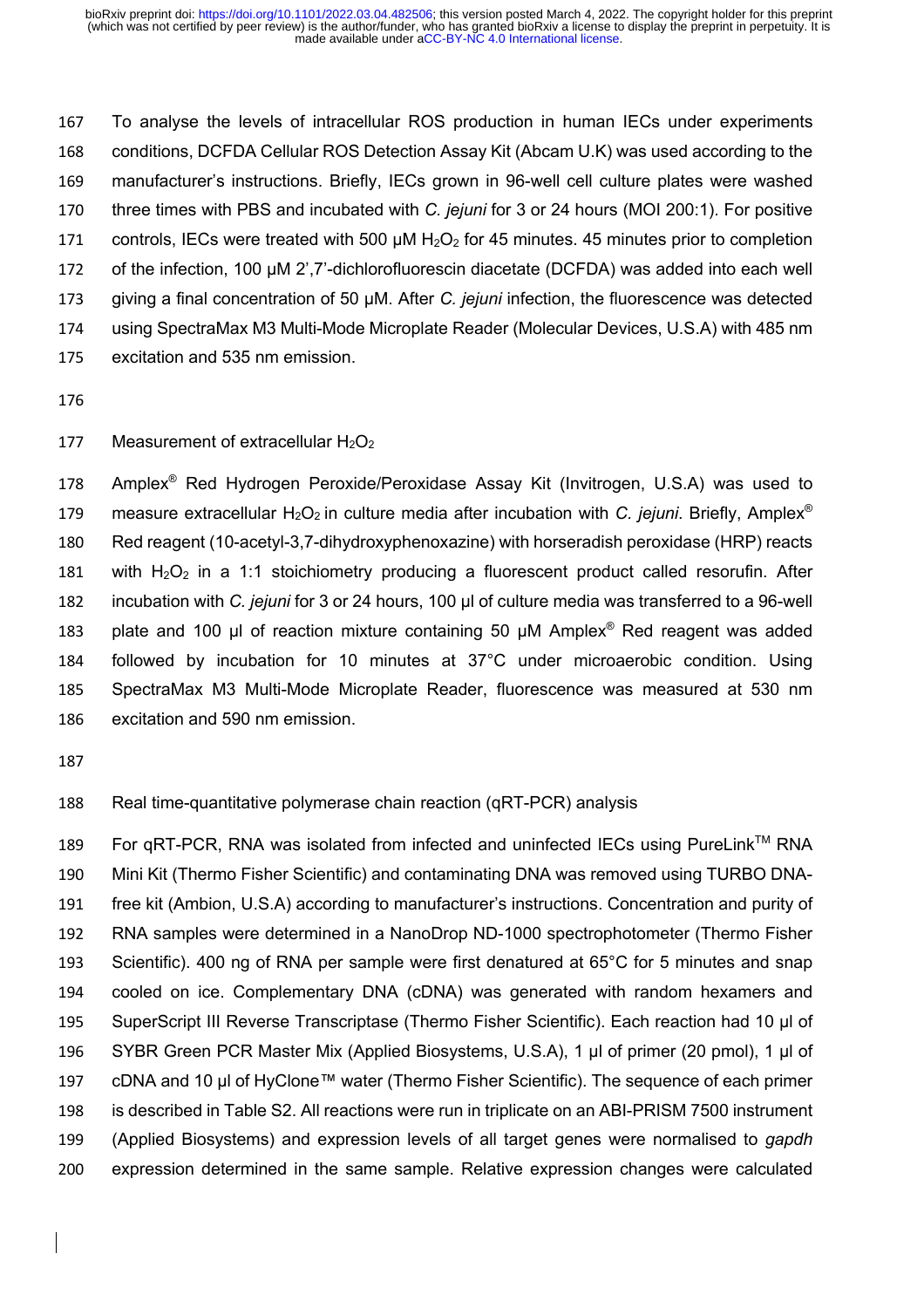To analyse the levels of intracellular ROS production in human IECs under experiments conditions, DCFDA Cellular ROS Detection Assay Kit (Abcam U.K) was used according to the manufacturer's instructions. Briefly, IECs grown in 96-well cell culture plates were washed three times with PBS and incubated with *C. jejuni* for 3 or 24 hours (MOI 200:1). For positive controls, IECs were treated with 500 µM $H_2O_2$ for 45 minutes. 45 minutes prior to completion of the infection, 100 µM 2',7'-dichlorofluorescin diacetate (DCFDA) was added into each well giving a final concentration of 50 µM. After *C. jejuni* infection, the fluorescence was detected using SpectraMax M3 Multi-Mode Microplate Reader (Molecular Devices, U.S.A) with 485 nm excitation and 535 nm emission.

## Measurement of extracellular $H_2O_2$

Amplex® Red Hydrogen Peroxide/Peroxidase Assay Kit (Invitrogen, U.S.A) was used to measure extracellular $H_2O_2$ in culture media after incubation with *C. jejuni*. Briefly, Amplex® Red reagent (10-acetyl-3,7-dihydroxyphenoxazine) with horseradish peroxidase (HRP) reacts with $H_2O_2$ in a 1:1 stoichiometry producing a fluorescent product called resorufin. After incubation with *C. jejuni* for 3 or 24 hours, 100 µl of culture media was transferred to a 96-well plate and 100 µl of reaction mixture containing 50 µM Amplex® Red reagent was added followed by incubation for 10 minutes at 37°C under microaerobic condition. Using SpectraMax M3 Multi-Mode Microplate Reader, fluorescence was measured at 530 nm excitation and 590 nm emission.

## Real time-quantitative polymerase chain reaction (qRT-PCR) analysis

For qRT-PCR, RNA was isolated from infected and uninfected IECs using PureLink™ RNA Mini Kit (Thermo Fisher Scientific) and contaminating DNA was removed using TURBO DNA-free kit (Ambion, U.S.A) according to manufacturer's instructions. Concentration and purity of RNA samples were determined in a NanoDrop ND-1000 spectrophotometer (Thermo Fisher Scientific). 400 ng of RNA per sample were first denatured at 65°C for 5 minutes and snap cooled on ice. Complementary DNA (cDNA) was generated with random hexamers and SuperScript III Reverse Transcriptase (Thermo Fisher Scientific). Each reaction had 10 µl of SYBR Green PCR Master Mix (Applied Biosystems, U.S.A), 1 µl of primer (20 pmol), 1 µl of cDNA and 10 µl of HyClone™ water (Thermo Fisher Scientific). The sequence of each primer is described in Table S2. All reactions were run in triplicate on an ABI-PRISM 7500 instrument (Applied Biosystems) and expression levels of all target genes were normalised to *gapdh* expression determined in the same sample. Relative expression changes were calculated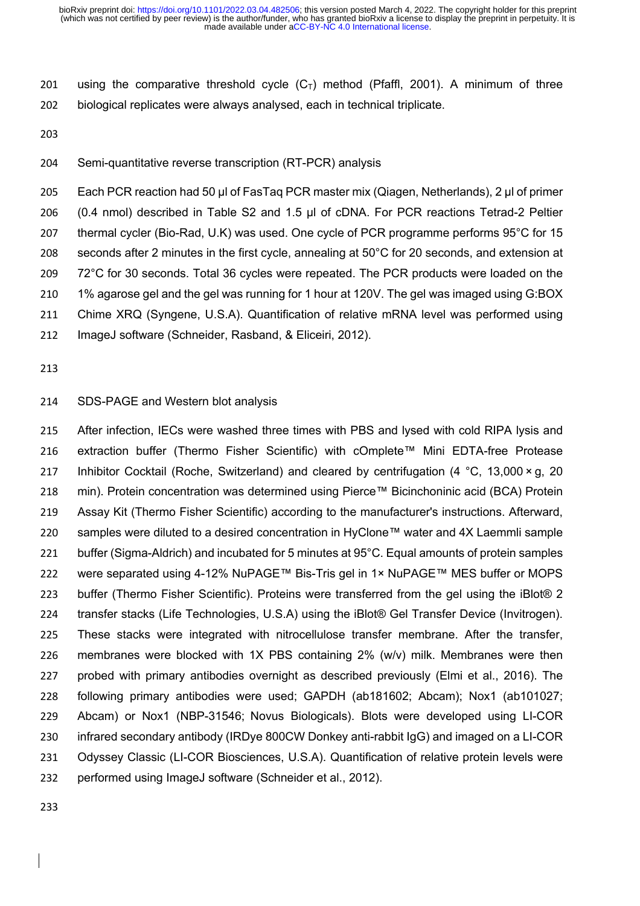using the comparative threshold cycle ($C_T$) method (Pfaffl, 2001). A minimum of three biological replicates were always analysed, each in technical triplicate.

## Semi-quantitative reverse transcription (RT-PCR) analysis

Each PCR reaction had 50 µl of FasTaq PCR master mix (Qiagen, Netherlands), 2 µl of primer (0.4 nmol) described in Table S2 and 1.5 µl of cDNA. For PCR reactions Tetrad-2 Peltier thermal cycler (Bio-Rad, U.K) was used. One cycle of PCR programme performs 95°C for 15 seconds after 2 minutes in the first cycle, annealing at 50°C for 20 seconds, and extension at 72°C for 30 seconds. Total 36 cycles were repeated. The PCR products were loaded on the 1% agarose gel and the gel was running for 1 hour at 120V. The gel was imaged using G:BOX Chime XRQ (Syngene, U.S.A). Quantification of relative mRNA level was performed using ImageJ software (Schneider, Rasband, & Eliceiri, 2012).

## SDS-PAGE and Western blot analysis

After infection, IECs were washed three times with PBS and lysed with cold RIPA lysis and extraction buffer (Thermo Fisher Scientific) with cOmplete™ Mini EDTA-free Protease Inhibitor Cocktail (Roche, Switzerland) and cleared by centrifugation (4 °C, 13,000 × g, 20 min). Protein concentration was determined using Pierce™ Bicinchoninic acid (BCA) Protein Assay Kit (Thermo Fisher Scientific) according to the manufacturer's instructions. Afterward, samples were diluted to a desired concentration in HyClone™ water and 4X Laemmli sample buffer (Sigma-Aldrich) and incubated for 5 minutes at 95°C. Equal amounts of protein samples were separated using 4-12% NuPAGE™ Bis-Tris gel in 1× NuPAGE™ MES buffer or MOPS buffer (Thermo Fisher Scientific). Proteins were transferred from the gel using the iBlot® 2 transfer stacks (Life Technologies, U.S.A) using the iBlot® Gel Transfer Device (Invitrogen). These stacks were integrated with nitrocellulose transfer membrane. After the transfer, membranes were blocked with 1X PBS containing 2% (w/v) milk. Membranes were then probed with primary antibodies overnight as described previously (Elmi et al., 2016). The following primary antibodies were used; GAPDH (ab181602; Abcam); Nox1 (ab101027; Abcam) or Nox1 (NBP-31546; Novus Biologicals). Blots were developed using LI-COR infrared secondary antibody (IRDye 800CW Donkey anti-rabbit IgG) and imaged on a LI-COR Odyssey Classic (LI-COR Biosciences, U.S.A). Quantification of relative protein levels were performed using ImageJ software (Schneider et al., 2012).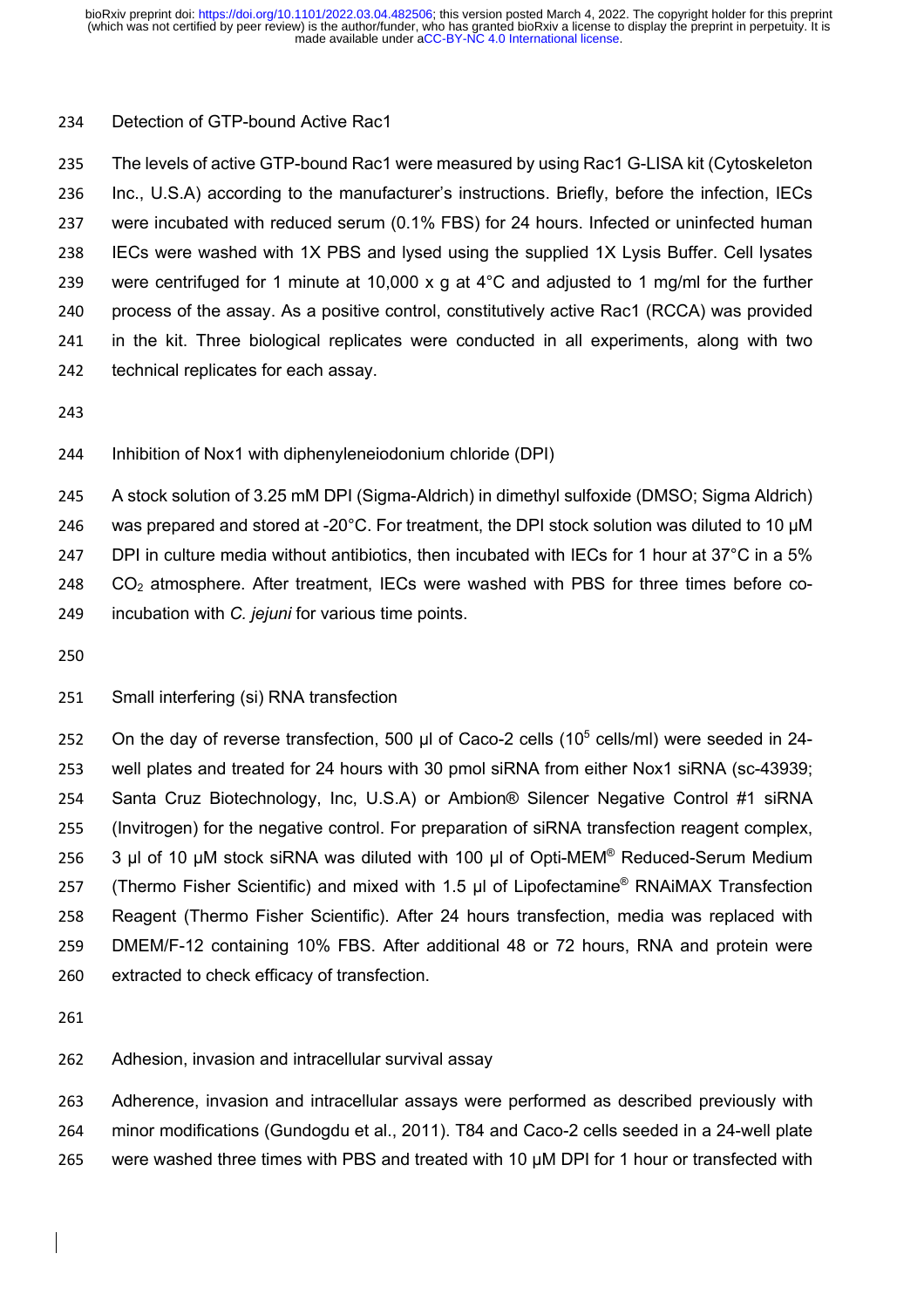### Detection of GTP-bound Active Rac1

The levels of active GTP-bound Rac1 were measured by using Rac1 G-LISA kit (Cytoskeleton Inc., U.S.A) according to the manufacturer's instructions. Briefly, before the infection, IECs were incubated with reduced serum (0.1% FBS) for 24 hours. Infected or uninfected human IECs were washed with 1X PBS and lysed using the supplied 1X Lysis Buffer. Cell lysates were centrifuged for 1 minute at 10,000 x g at 4°C and adjusted to 1 mg/ml for the further process of the assay. As a positive control, constitutively active Rac1 (RCCA) was provided in the kit. Three biological replicates were conducted in all experiments, along with two technical replicates for each assay.

### Inhibition of Nox1 with diphenyleneiodonium chloride (DPI)

A stock solution of 3.25 mM DPI (Sigma-Aldrich) in dimethyl sulfoxide (DMSO; Sigma Aldrich) was prepared and stored at -20°C. For treatment, the DPI stock solution was diluted to 10 μM DPI in culture media without antibiotics, then incubated with IECs for 1 hour at 37°C in a 5% $CO_2$ atmosphere. After treatment, IECs were washed with PBS for three times before co-incubation with *C. jejuni* for various time points.

### Small interfering (si) RNA transfection

On the day of reverse transfection, 500 μl of Caco-2 cells ($10^5$ cells/ml) were seeded in 24-well plates and treated for 24 hours with 30 pmol siRNA from either Nox1 siRNA (sc-43939; Santa Cruz Biotechnology, Inc, U.S.A) or Ambion® Silencer Negative Control #1 siRNA (Invitrogen) for the negative control. For preparation of siRNA transfection reagent complex, 3 μl of 10 μM stock siRNA was diluted with 100 μl of Opti-MEM® Reduced-Serum Medium (Thermo Fisher Scientific) and mixed with 1.5 μl of Lipofectamine® RNAiMAX Transfection Reagent (Thermo Fisher Scientific). After 24 hours transfection, media was replaced with DMEM/F-12 containing 10% FBS. After additional 48 or 72 hours, RNA and protein were extracted to check efficacy of transfection.

### Adhesion, invasion and intracellular survival assay

Adherence, invasion and intracellular assays were performed as described previously with minor modifications (Gundogdu et al., 2011). T84 and Caco-2 cells seeded in a 24-well plate were washed three times with PBS and treated with 10 μM DPI for 1 hour or transfected with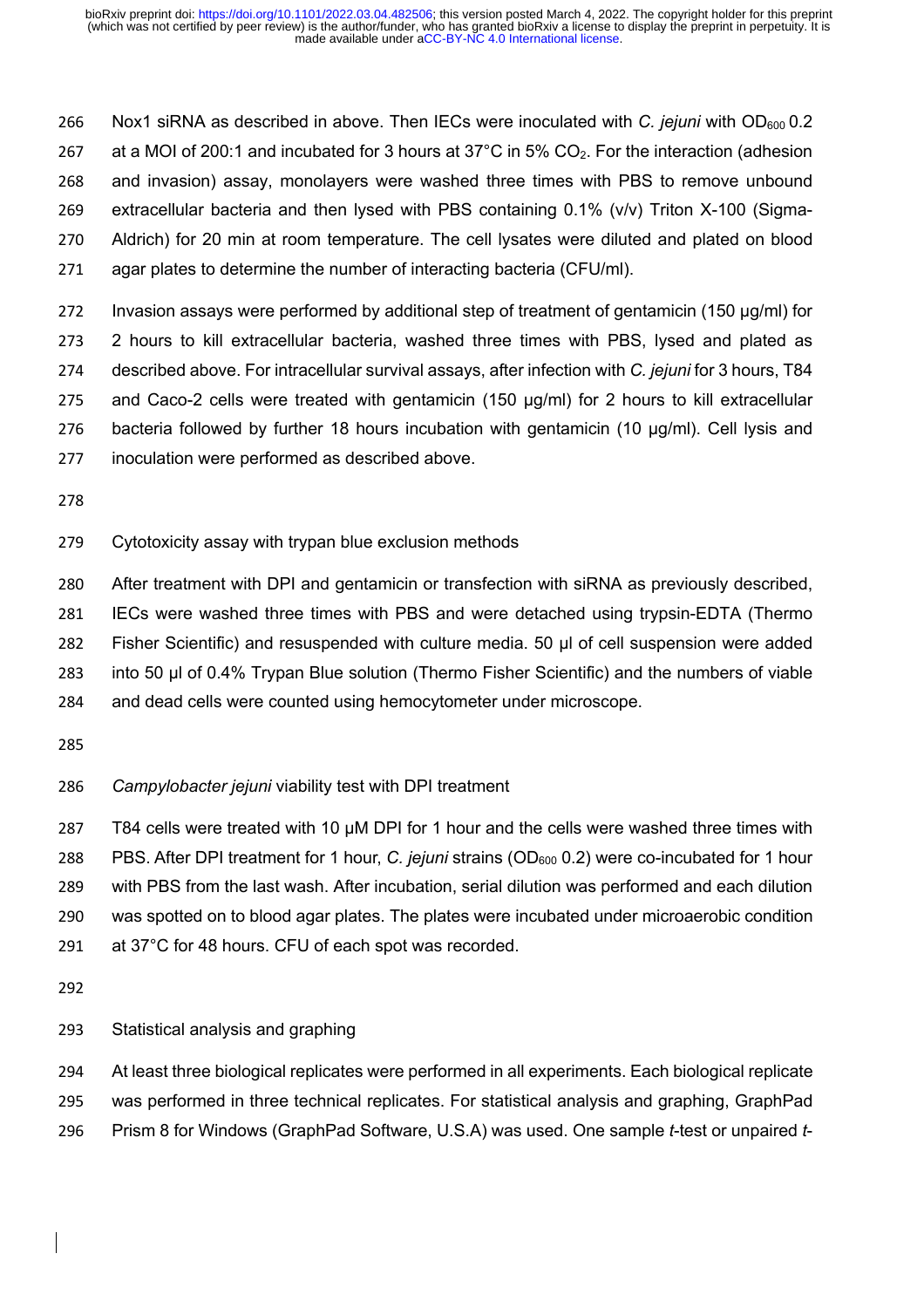Nox1 siRNA as described in above. Then IECs were inoculated with *C. jejuni* with $OD_{600}$ 0.2 at a MOI of 200:1 and incubated for 3 hours at 37°C in 5% $CO_2$. For the interaction (adhesion and invasion) assay, monolayers were washed three times with PBS to remove unbound extracellular bacteria and then lysed with PBS containing 0.1% (v/v) Triton X-100 (Sigma-Aldrich) for 20 min at room temperature. The cell lysates were diluted and plated on blood agar plates to determine the number of interacting bacteria (CFU/ml).

Invasion assays were performed by additional step of treatment of gentamicin (150 µg/ml) for 2 hours to kill extracellular bacteria, washed three times with PBS, lysed and plated as described above. For intracellular survival assays, after infection with *C. jejuni* for 3 hours, T84 and Caco-2 cells were treated with gentamicin (150 µg/ml) for 2 hours to kill extracellular bacteria followed by further 18 hours incubation with gentamicin (10 µg/ml). Cell lysis and inoculation were performed as described above.

Cytotoxicity assay with trypan blue exclusion methods

After treatment with DPI and gentamicin or transfection with siRNA as previously described, IECs were washed three times with PBS and were detached using trypsin-EDTA (Thermo Fisher Scientific) and resuspended with culture media. 50 µl of cell suspension were added into 50 µl of 0.4% Trypan Blue solution (Thermo Fisher Scientific) and the numbers of viable and dead cells were counted using hemocytometer under microscope.

*Campylobacter jejuni* viability test with DPI treatment

T84 cells were treated with 10 µM DPI for 1 hour and the cells were washed three times with PBS. After DPI treatment for 1 hour, *C. jejuni* strains ($OD_{600}$ 0.2) were co-incubated for 1 hour with PBS from the last wash. After incubation, serial dilution was performed and each dilution was spotted on to blood agar plates. The plates were incubated under microaerobic condition at 37°C for 48 hours. CFU of each spot was recorded.

Statistical analysis and graphing

At least three biological replicates were performed in all experiments. Each biological replicate was performed in three technical replicates. For statistical analysis and graphing, GraphPad Prism 8 for Windows (GraphPad Software, U.S.A) was used. One sample *t*-test or unpaired *t*-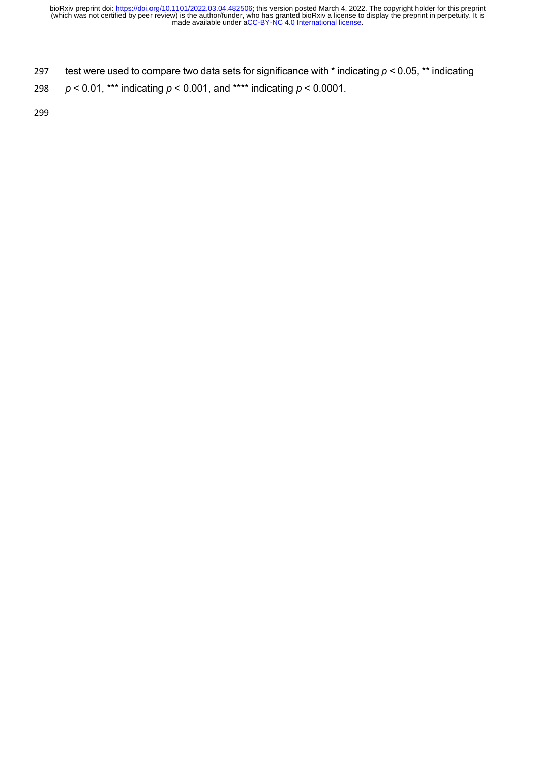test were used to compare two data sets for significance with * indicating $p < 0.05$, ** indicating $p < 0.01$, *** indicating $p < 0.001$, and **** indicating $p < 0.0001$.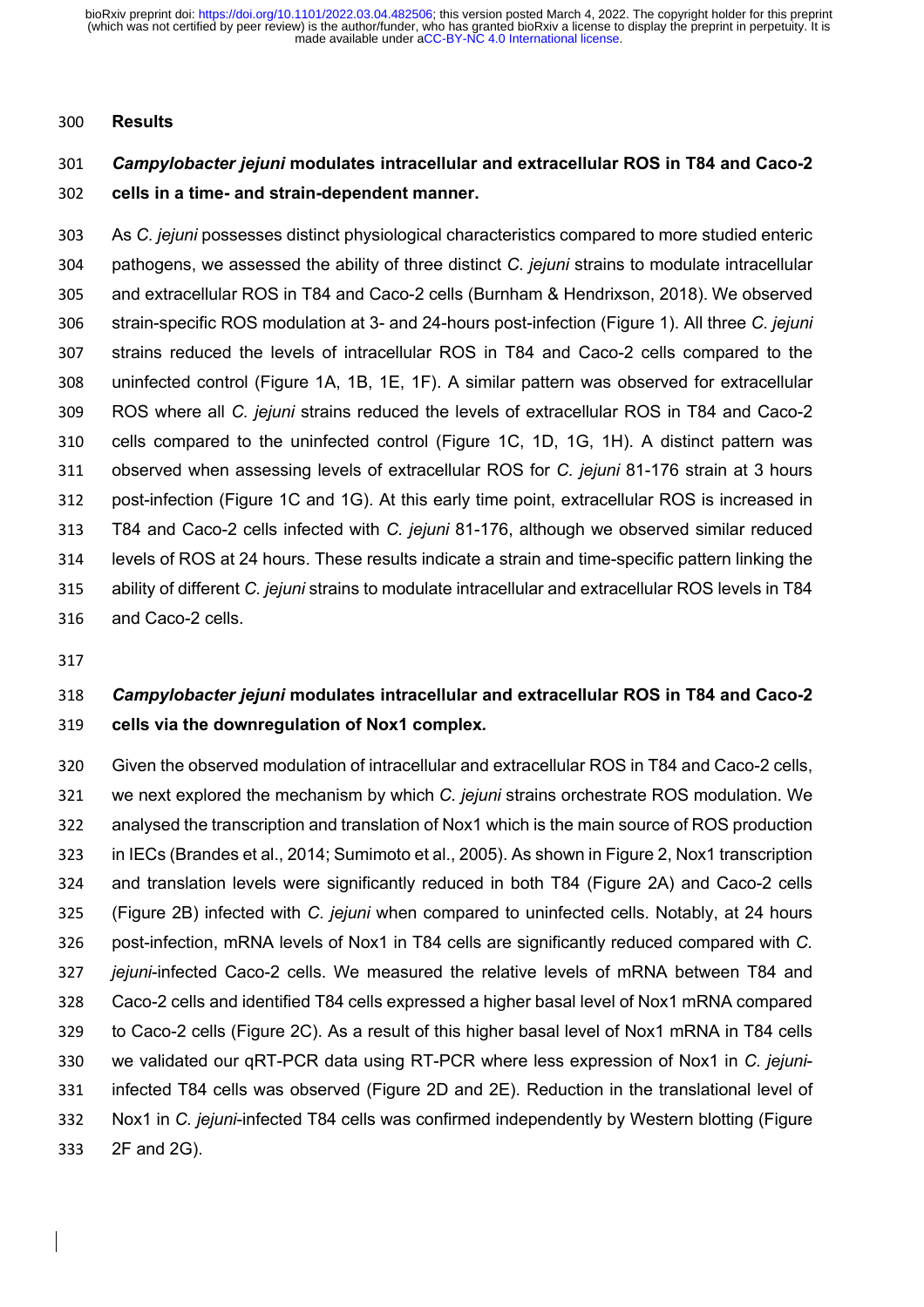## Results

### *Campylobacter jejuni* modulates intracellular and extracellular ROS in T84 and Caco-2 cells in a time- and strain-dependent manner.

As *C. jejuni* possesses distinct physiological characteristics compared to more studied enteric pathogens, we assessed the ability of three distinct *C. jejuni* strains to modulate intracellular and extracellular ROS in T84 and Caco-2 cells (Burnham & Hendrixson, 2018). We observed strain-specific ROS modulation at 3- and 24-hours post-infection (Figure 1). All three *C. jejuni* strains reduced the levels of intracellular ROS in T84 and Caco-2 cells compared to the uninfected control (Figure 1A, 1B, 1E, 1F). A similar pattern was observed for extracellular ROS where all *C. jejuni* strains reduced the levels of extracellular ROS in T84 and Caco-2 cells compared to the uninfected control (Figure 1C, 1D, 1G, 1H). A distinct pattern was observed when assessing levels of extracellular ROS for *C. jejuni* 81-176 strain at 3 hours post-infection (Figure 1C and 1G). At this early time point, extracellular ROS is increased in T84 and Caco-2 cells infected with *C. jejuni* 81-176, although we observed similar reduced levels of ROS at 24 hours. These results indicate a strain and time-specific pattern linking the ability of different *C. jejuni* strains to modulate intracellular and extracellular ROS levels in T84 and Caco-2 cells.

### *Campylobacter jejuni* modulates intracellular and extracellular ROS in T84 and Caco-2 cells via the downregulation of Nox1 complex.

Given the observed modulation of intracellular and extracellular ROS in T84 and Caco-2 cells, we next explored the mechanism by which *C. jejuni* strains orchestrate ROS modulation. We analysed the transcription and translation of Nox1 which is the main source of ROS production in IECs (Brandes et al., 2014; Sumimoto et al., 2005). As shown in Figure 2, Nox1 transcription and translation levels were significantly reduced in both T84 (Figure 2A) and Caco-2 cells (Figure 2B) infected with *C. jejuni* when compared to uninfected cells. Notably, at 24 hours post-infection, mRNA levels of Nox1 in T84 cells are significantly reduced compared with *C. jejuni*-infected Caco-2 cells. We measured the relative levels of mRNA between T84 and Caco-2 cells and identified T84 cells expressed a higher basal level of Nox1 mRNA compared to Caco-2 cells (Figure 2C). As a result of this higher basal level of Nox1 mRNA in T84 cells we validated our qRT-PCR data using RT-PCR where less expression of Nox1 in *C. jejuni*-infected T84 cells was observed (Figure 2D and 2E). Reduction in the translational level of Nox1 in *C. jejuni*-infected T84 cells was confirmed independently by Western blotting (Figure 2F and 2G).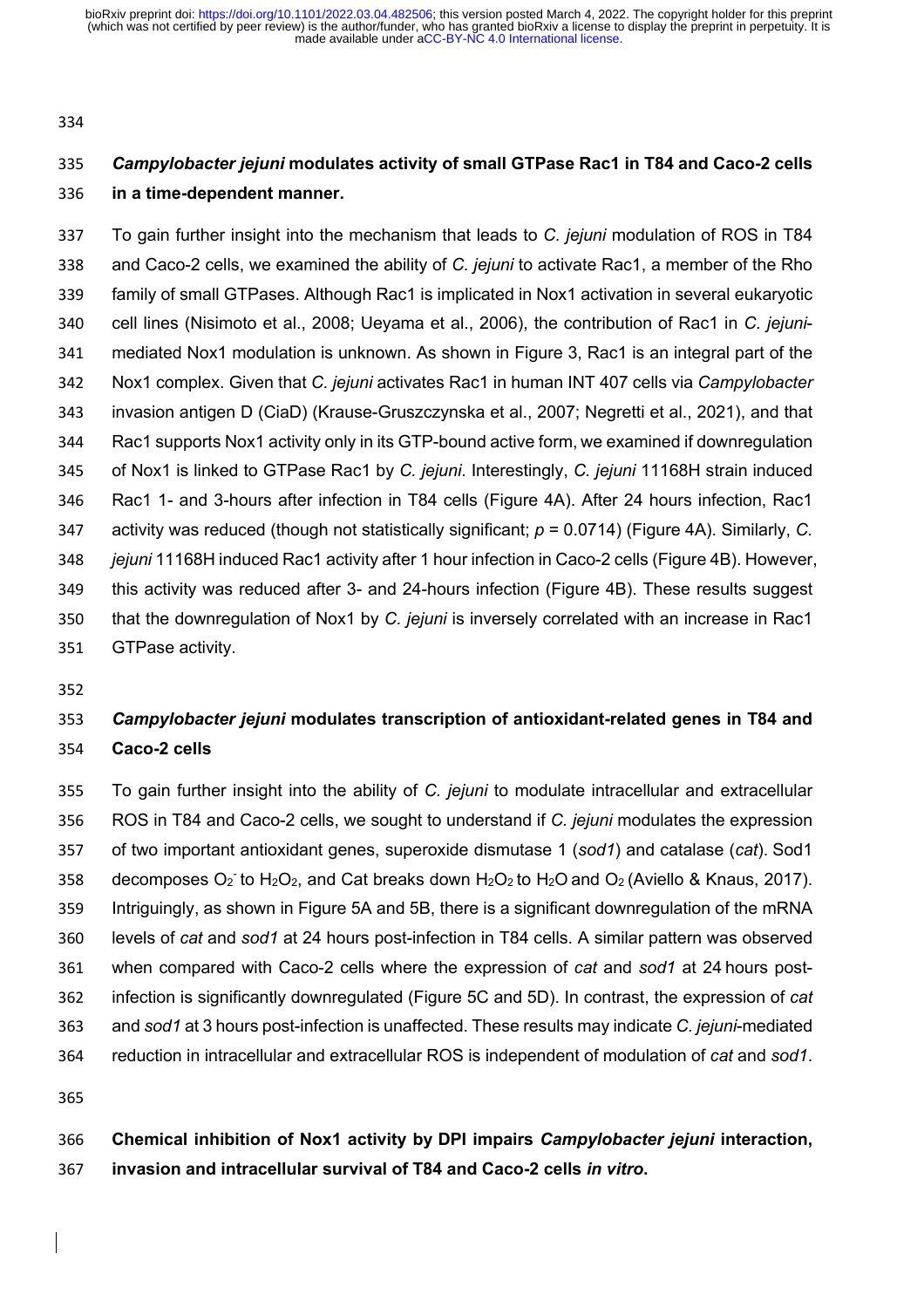### *Campylobacter jejuni* modulates activity of small GTPase Rac1 in T84 and Caco-2 cells in a time-dependent manner.

To gain further insight into the mechanism that leads to *C. jejuni* modulation of ROS in T84 and Caco-2 cells, we examined the ability of *C. jejuni* to activate Rac1, a member of the Rho family of small GTPases. Although Rac1 is implicated in Nox1 activation in several eukaryotic cell lines (Nisimoto et al., 2008; Ueyama et al., 2006), the contribution of Rac1 in *C. jejuni*-mediated Nox1 modulation is unknown. As shown in Figure 3, Rac1 is an integral part of the Nox1 complex. Given that *C. jejuni* activates Rac1 in human INT 407 cells via *Campylobacter* invasion antigen D (CiaD) (Krause-Gruszczynska et al., 2007; Negretti et al., 2021), and that Rac1 supports Nox1 activity only in its GTP-bound active form, we examined if downregulation of Nox1 is linked to GTPase Rac1 by *C. jejuni*. Interestingly, *C. jejuni* 11168H strain induced Rac1 1- and 3-hours after infection in T84 cells (Figure 4A). After 24 hours infection, Rac1 activity was reduced (though not statistically significant; $p$ = 0.0714) (Figure 4A). Similarly, *C. jejuni* 11168H induced Rac1 activity after 1 hour infection in Caco-2 cells (Figure 4B). However, this activity was reduced after 3- and 24-hours infection (Figure 4B). These results suggest that the downregulation of Nox1 by *C. jejuni* is inversely correlated with an increase in Rac1 GTPase activity.

### *Campylobacter jejuni* modulates transcription of antioxidant-related genes in T84 and Caco-2 cells

To gain further insight into the ability of *C. jejuni* to modulate intracellular and extracellular ROS in T84 and Caco-2 cells, we sought to understand if *C. jejuni* modulates the expression of two important antioxidant genes, superoxide dismutase 1 (*sod1*) and catalase (*cat*). Sod1 decomposes $O_2^-$ to $H_2O_2$, and Cat breaks down $H_2O_2$ to $H_2O$ and $O_2$ (Aviello & Knaus, 2017). Intriguingly, as shown in Figure 5A and 5B, there is a significant downregulation of the mRNA levels of *cat* and *sod1* at 24 hours post-infection in T84 cells. A similar pattern was observed when compared with Caco-2 cells where the expression of *cat* and *sod1* at 24 hours post-infection is significantly downregulated (Figure 5C and 5D). In contrast, the expression of *cat* and *sod1* at 3 hours post-infection is unaffected. These results may indicate *C. jejuni*-mediated reduction in intracellular and extracellular ROS is independent of modulation of *cat* and *sod1*.

### Chemical inhibition of Nox1 activity by DPI impairs *Campylobacter jejuni* interaction, invasion and intracellular survival of T84 and Caco-2 cells *in vitro*.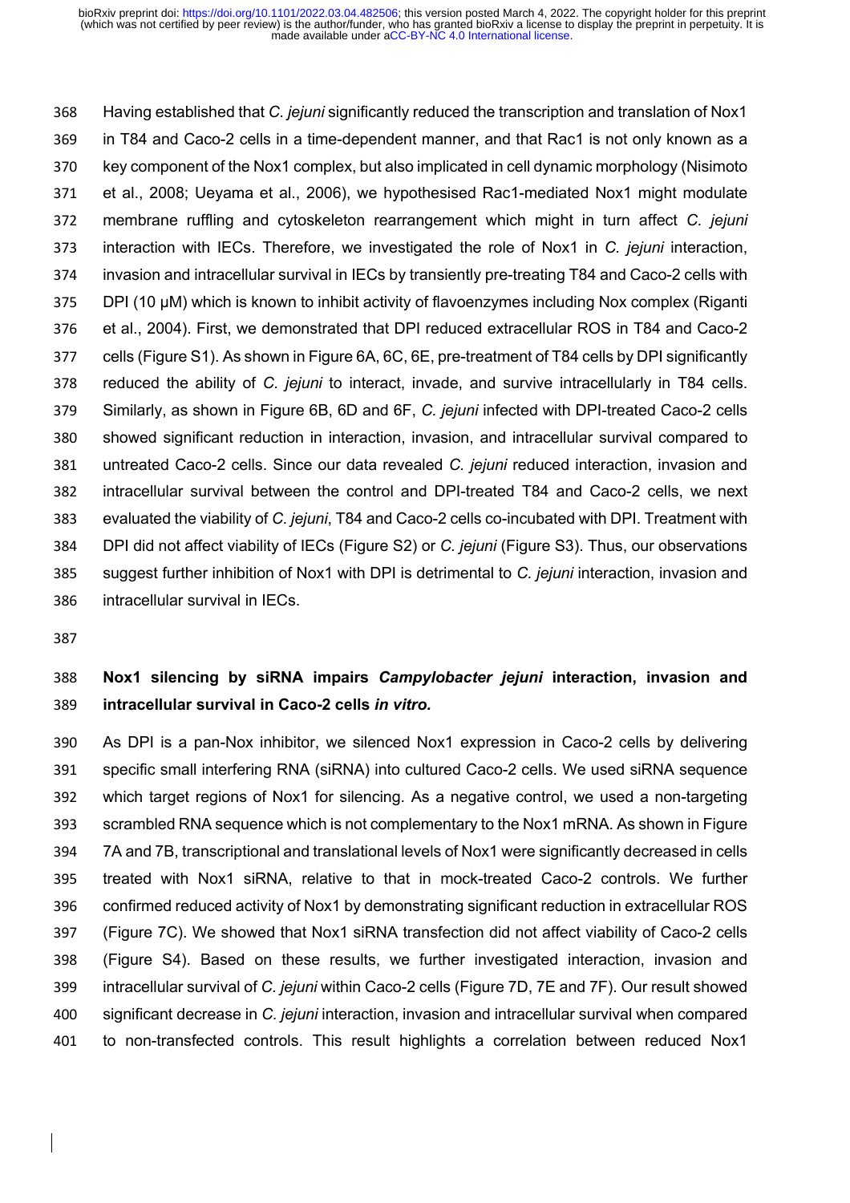Having established that *C. jejuni* significantly reduced the transcription and translation of Nox1 in T84 and Caco-2 cells in a time-dependent manner, and that Rac1 is not only known as a key component of the Nox1 complex, but also implicated in cell dynamic morphology (Nisimoto et al., 2008; Ueyama et al., 2006), we hypothesised Rac1-mediated Nox1 might modulate membrane ruffling and cytoskeleton rearrangement which might in turn affect *C. jejuni* interaction with IECs. Therefore, we investigated the role of Nox1 in *C. jejuni* interaction, invasion and intracellular survival in IECs by transiently pre-treating T84 and Caco-2 cells with DPI (10 μM) which is known to inhibit activity of flavoenzymes including Nox complex (Riganti et al., 2004). First, we demonstrated that DPI reduced extracellular ROS in T84 and Caco-2 cells (Figure S1). As shown in Figure 6A, 6C, 6E, pre-treatment of T84 cells by DPI significantly reduced the ability of *C. jejuni* to interact, invade, and survive intracellularly in T84 cells. Similarly, as shown in Figure 6B, 6D and 6F, *C. jejuni* infected with DPI-treated Caco-2 cells showed significant reduction in interaction, invasion, and intracellular survival compared to untreated Caco-2 cells. Since our data revealed *C. jejuni* reduced interaction, invasion and intracellular survival between the control and DPI-treated T84 and Caco-2 cells, we next evaluated the viability of *C. jejuni*, T84 and Caco-2 cells co-incubated with DPI. Treatment with DPI did not affect viability of IECs (Figure S2) or *C. jejuni* (Figure S3). Thus, our observations suggest further inhibition of Nox1 with DPI is detrimental to *C. jejuni* interaction, invasion and intracellular survival in IECs.

## Nox1 silencing by siRNA impairs *Campylobacter jejuni* interaction, invasion and intracellular survival in Caco-2 cells *in vitro.*

As DPI is a pan-Nox inhibitor, we silenced Nox1 expression in Caco-2 cells by delivering specific small interfering RNA (siRNA) into cultured Caco-2 cells. We used siRNA sequence which target regions of Nox1 for silencing. As a negative control, we used a non-targeting scrambled RNA sequence which is not complementary to the Nox1 mRNA. As shown in Figure 7A and 7B, transcriptional and translational levels of Nox1 were significantly decreased in cells treated with Nox1 siRNA, relative to that in mock-treated Caco-2 controls. We further confirmed reduced activity of Nox1 by demonstrating significant reduction in extracellular ROS (Figure 7C). We showed that Nox1 siRNA transfection did not affect viability of Caco-2 cells (Figure S4). Based on these results, we further investigated interaction, invasion and intracellular survival of *C. jejuni* within Caco-2 cells (Figure 7D, 7E and 7F). Our result showed significant decrease in *C. jejuni* interaction, invasion and intracellular survival when compared to non-transfected controls. This result highlights a correlation between reduced Nox1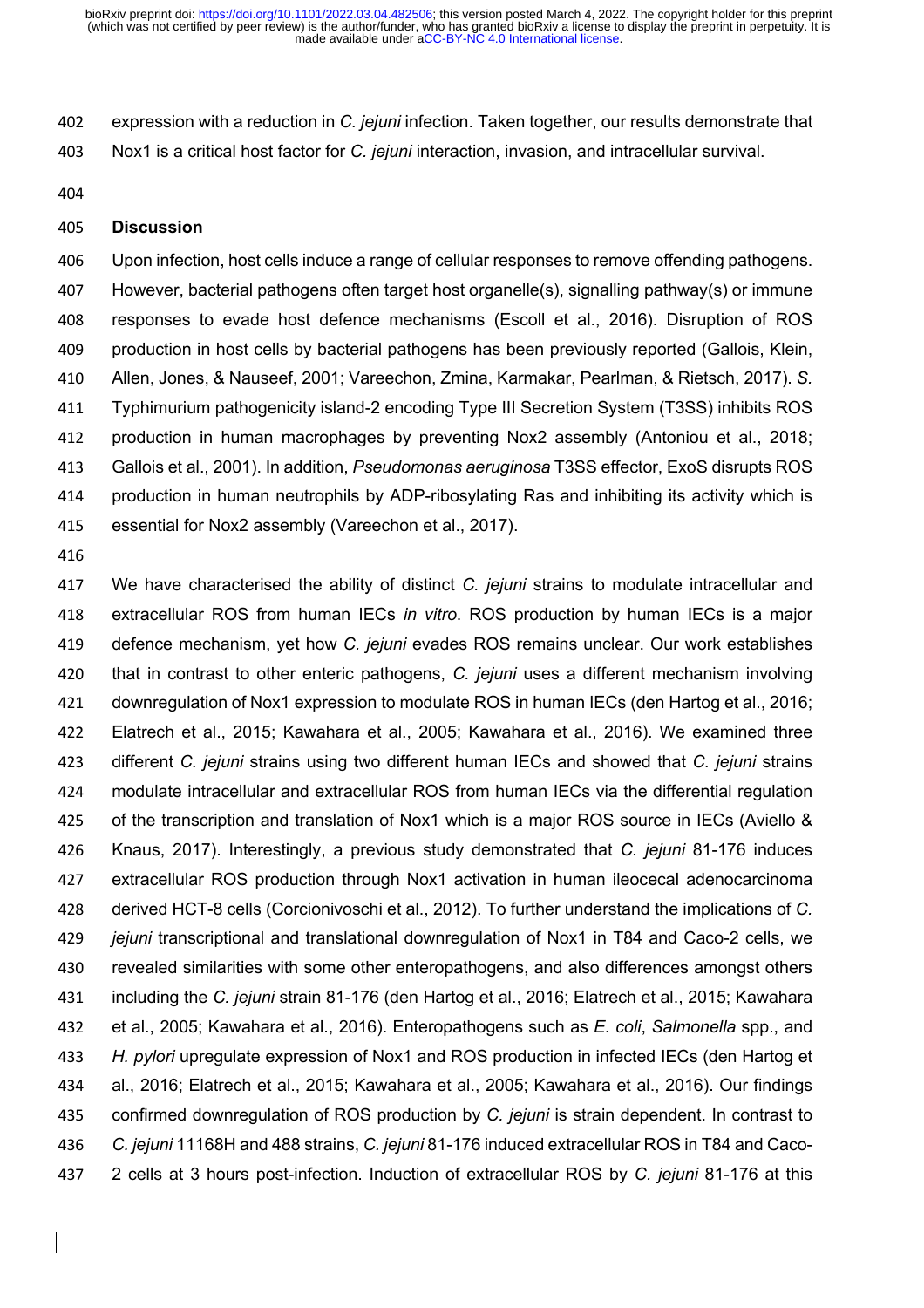expression with a reduction in *C. jejuni* infection. Taken together, our results demonstrate that Nox1 is a critical host factor for *C. jejuni* interaction, invasion, and intracellular survival.

## Discussion

Upon infection, host cells induce a range of cellular responses to remove offending pathogens. However, bacterial pathogens often target host organelle(s), signalling pathway(s) or immune responses to evade host defence mechanisms (Escoll et al., 2016). Disruption of ROS production in host cells by bacterial pathogens has been previously reported (Gallois, Klein, Allen, Jones, & Nauseef, 2001; Vareechon, Zmina, Karmakar, Pearlman, & Rietsch, 2017). *S.* Typhimurium pathogenicity island-2 encoding Type III Secretion System (T3SS) inhibits ROS production in human macrophages by preventing Nox2 assembly (Antoniou et al., 2018; Gallois et al., 2001). In addition, *Pseudomonas aeruginosa* T3SS effector, ExoS disrupts ROS production in human neutrophils by ADP-ribosylating Ras and inhibiting its activity which is essential for Nox2 assembly (Vareechon et al., 2017).

We have characterised the ability of distinct *C. jejuni* strains to modulate intracellular and extracellular ROS from human IECs *in vitro*. ROS production by human IECs is a major defence mechanism, yet how *C. jejuni* evades ROS remains unclear. Our work establishes that in contrast to other enteric pathogens, *C. jejuni* uses a different mechanism involving downregulation of Nox1 expression to modulate ROS in human IECs (den Hartog et al., 2016; Elatrech et al., 2015; Kawahara et al., 2005; Kawahara et al., 2016). We examined three different *C. jejuni* strains using two different human IECs and showed that *C. jejuni* strains modulate intracellular and extracellular ROS from human IECs via the differential regulation of the transcription and translation of Nox1 which is a major ROS source in IECs (Aviello & Knaus, 2017). Interestingly, a previous study demonstrated that *C. jejuni* 81-176 induces extracellular ROS production through Nox1 activation in human ileocecal adenocarcinoma derived HCT-8 cells (Corcionivoschi et al., 2012). To further understand the implications of *C. jejuni* transcriptional and translational downregulation of Nox1 in T84 and Caco-2 cells, we revealed similarities with some other enteropathogens, and also differences amongst others including the *C. jejuni* strain 81-176 (den Hartog et al., 2016; Elatrech et al., 2015; Kawahara et al., 2005; Kawahara et al., 2016). Enteropathogens such as *E. coli*, *Salmonella* spp., and *H. pylori* upregulate expression of Nox1 and ROS production in infected IECs (den Hartog et al., 2016; Elatrech et al., 2015; Kawahara et al., 2005; Kawahara et al., 2016). Our findings confirmed downregulation of ROS production by *C. jejuni* is strain dependent. In contrast to *C. jejuni* 11168H and 488 strains, *C. jejuni* 81-176 induced extracellular ROS in T84 and Caco-2 cells at 3 hours post-infection. Induction of extracellular ROS by *C. jejuni* 81-176 at this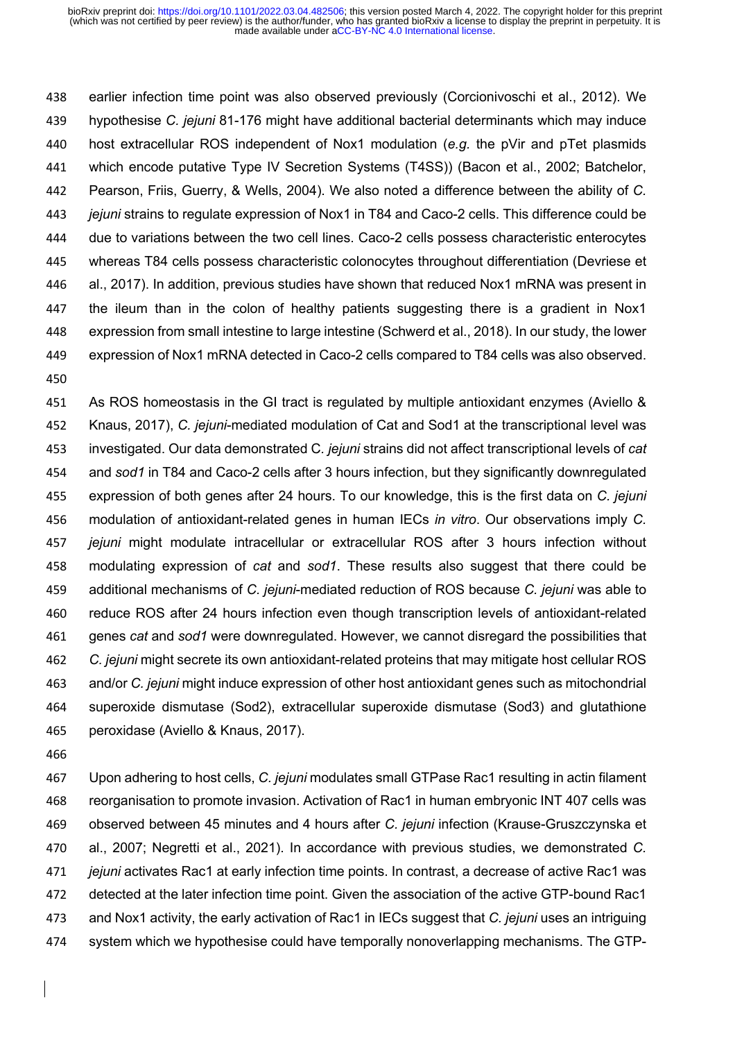earlier infection time point was also observed previously (Corcionivoschi et al., 2012). We hypothesise *C. jejuni* 81-176 might have additional bacterial determinants which may induce host extracellular ROS independent of Nox1 modulation (*e.g.* the pVir and pTet plasmids which encode putative Type IV Secretion Systems (T4SS)) (Bacon et al., 2002; Batchelor, Pearson, Friis, Guerry, & Wells, 2004). We also noted a difference between the ability of *C. jejuni* strains to regulate expression of Nox1 in T84 and Caco-2 cells. This difference could be due to variations between the two cell lines. Caco-2 cells possess characteristic enterocytes whereas T84 cells possess characteristic colonocytes throughout differentiation (Devriese et al., 2017). In addition, previous studies have shown that reduced Nox1 mRNA was present in the ileum than in the colon of healthy patients suggesting there is a gradient in Nox1 expression from small intestine to large intestine (Schwerd et al., 2018). In our study, the lower expression of Nox1 mRNA detected in Caco-2 cells compared to T84 cells was also observed.

As ROS homeostasis in the GI tract is regulated by multiple antioxidant enzymes (Aviello & Knaus, 2017), *C. jejuni*-mediated modulation of Cat and Sod1 at the transcriptional level was investigated. Our data demonstrated C. *jejuni* strains did not affect transcriptional levels of *cat* and *sod1* in T84 and Caco-2 cells after 3 hours infection, but they significantly downregulated expression of both genes after 24 hours. To our knowledge, this is the first data on *C. jejuni* modulation of antioxidant-related genes in human IECs *in vitro*. Our observations imply *C. jejuni* might modulate intracellular or extracellular ROS after 3 hours infection without modulating expression of *cat* and *sod1*. These results also suggest that there could be additional mechanisms of *C. jejuni*-mediated reduction of ROS because *C. jejuni* was able to reduce ROS after 24 hours infection even though transcription levels of antioxidant-related genes *cat* and *sod1* were downregulated. However, we cannot disregard the possibilities that *C. jejuni* might secrete its own antioxidant-related proteins that may mitigate host cellular ROS and/or *C. jejuni* might induce expression of other host antioxidant genes such as mitochondrial superoxide dismutase (Sod2), extracellular superoxide dismutase (Sod3) and glutathione peroxidase (Aviello & Knaus, 2017).

Upon adhering to host cells, *C. jejuni* modulates small GTPase Rac1 resulting in actin filament reorganisation to promote invasion. Activation of Rac1 in human embryonic INT 407 cells was observed between 45 minutes and 4 hours after *C. jejuni* infection (Krause-Gruszczynska et al., 2007; Negretti et al., 2021). In accordance with previous studies, we demonstrated *C. jejuni* activates Rac1 at early infection time points. In contrast, a decrease of active Rac1 was detected at the later infection time point. Given the association of the active GTP-bound Rac1 and Nox1 activity, the early activation of Rac1 in IECs suggest that *C. jejuni* uses an intriguing system which we hypothesise could have temporally nonoverlapping mechanisms. The GTP-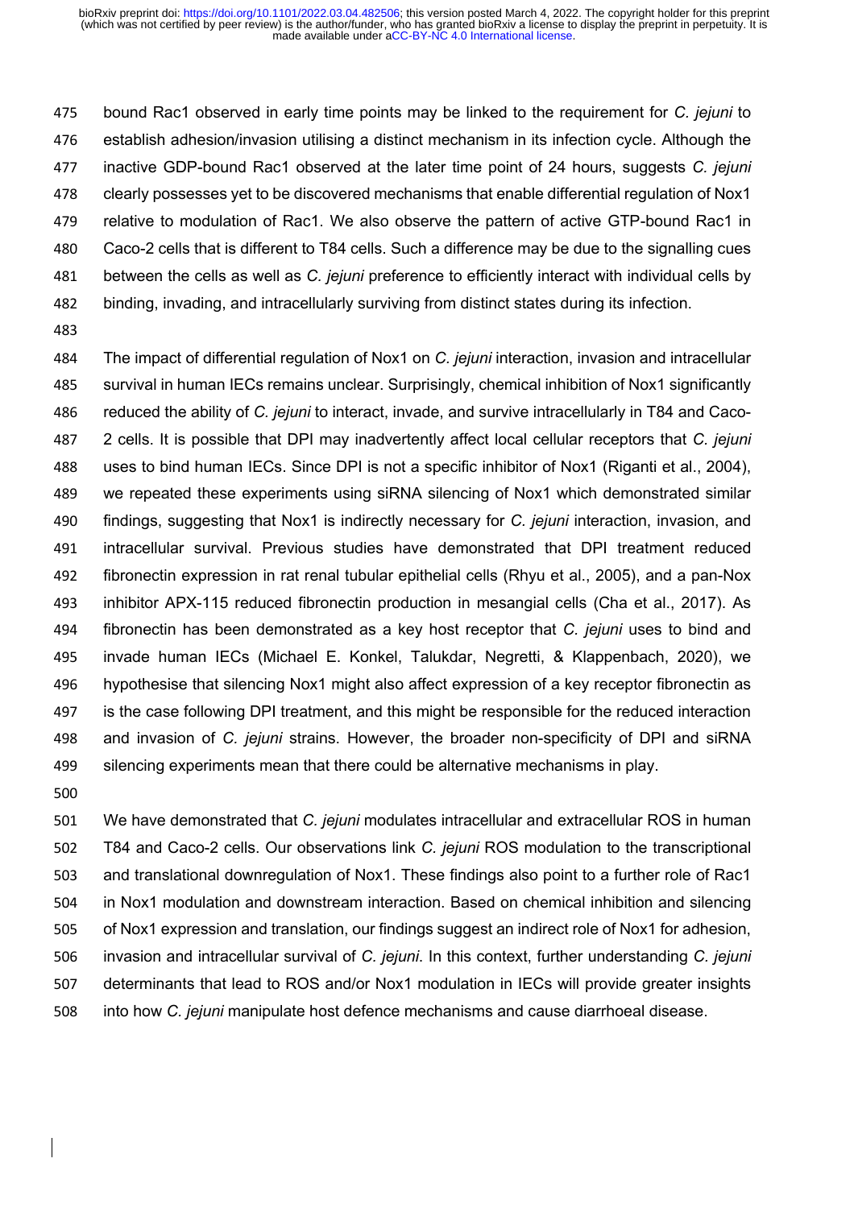bound Rac1 observed in early time points may be linked to the requirement for *C. jejuni* to establish adhesion/invasion utilising a distinct mechanism in its infection cycle. Although the inactive GDP-bound Rac1 observed at the later time point of 24 hours, suggests *C. jejuni* clearly possesses yet to be discovered mechanisms that enable differential regulation of Nox1 relative to modulation of Rac1. We also observe the pattern of active GTP-bound Rac1 in Caco-2 cells that is different to T84 cells. Such a difference may be due to the signalling cues between the cells as well as *C. jejuni* preference to efficiently interact with individual cells by binding, invading, and intracellularly surviving from distinct states during its infection.

The impact of differential regulation of Nox1 on *C. jejuni* interaction, invasion and intracellular survival in human IECs remains unclear. Surprisingly, chemical inhibition of Nox1 significantly reduced the ability of *C. jejuni* to interact, invade, and survive intracellularly in T84 and Caco-2 cells. It is possible that DPI may inadvertently affect local cellular receptors that *C. jejuni* uses to bind human IECs. Since DPI is not a specific inhibitor of Nox1 (Riganti et al., 2004), we repeated these experiments using siRNA silencing of Nox1 which demonstrated similar findings, suggesting that Nox1 is indirectly necessary for *C. jejuni* interaction, invasion, and intracellular survival. Previous studies have demonstrated that DPI treatment reduced fibronectin expression in rat renal tubular epithelial cells (Rhyu et al., 2005), and a pan-Nox inhibitor APX-115 reduced fibronectin production in mesangial cells (Cha et al., 2017). As fibronectin has been demonstrated as a key host receptor that *C. jejuni* uses to bind and invade human IECs (Michael E. Konkel, Talukdar, Negretti, & Klappenbach, 2020), we hypothesise that silencing Nox1 might also affect expression of a key receptor fibronectin as is the case following DPI treatment, and this might be responsible for the reduced interaction and invasion of *C. jejuni* strains. However, the broader non-specificity of DPI and siRNA silencing experiments mean that there could be alternative mechanisms in play.

We have demonstrated that *C. jejuni* modulates intracellular and extracellular ROS in human T84 and Caco-2 cells. Our observations link *C. jejuni* ROS modulation to the transcriptional and translational downregulation of Nox1. These findings also point to a further role of Rac1 in Nox1 modulation and downstream interaction. Based on chemical inhibition and silencing of Nox1 expression and translation, our findings suggest an indirect role of Nox1 for adhesion, invasion and intracellular survival of *C. jejuni*. In this context, further understanding *C. jejuni* determinants that lead to ROS and/or Nox1 modulation in IECs will provide greater insights into how *C. jejuni* manipulate host defence mechanisms and cause diarrhoeal disease.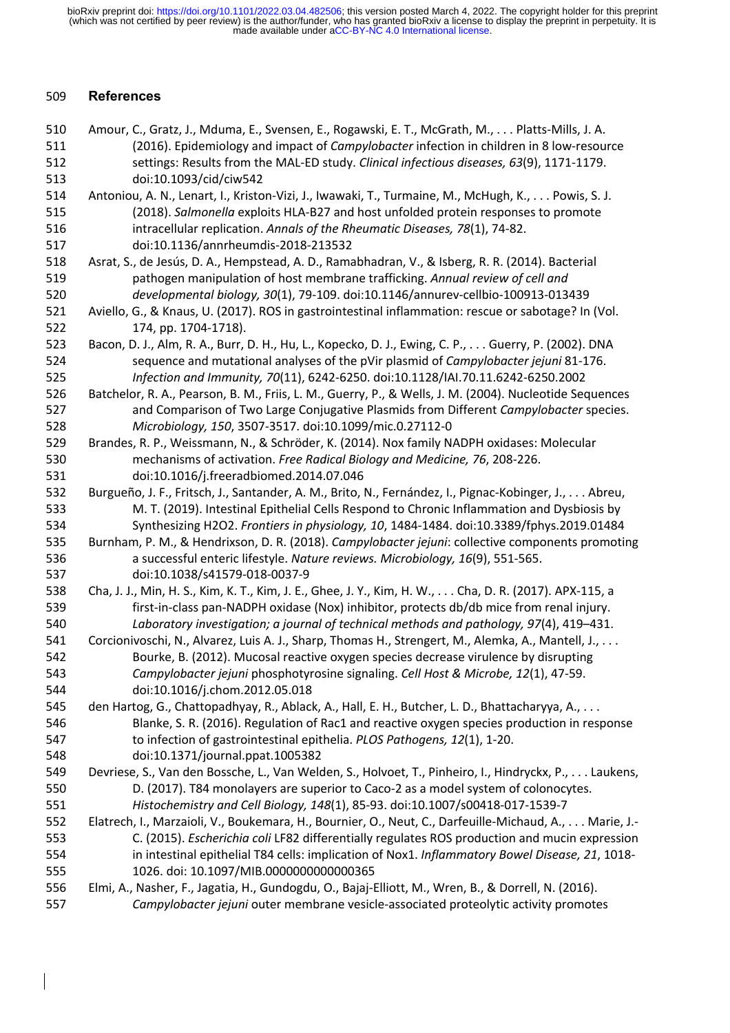## References

Amour, C., Gratz, J., Mduma, E., Svensen, E., Rogawski, E. T., McGrath, M., . . . Platts-Mills, J. A. (2016). Epidemiology and impact of *Campylobacter* infection in children in 8 low-resource settings: Results from the MAL-ED study. *Clinical infectious diseases, 63*(9), 1171-1179. doi:10.1093/cid/ciw542

Antoniou, A. N., Lenart, I., Kriston-Vizi, J., Iwawaki, T., Turmaine, M., McHugh, K., . . . Powis, S. J. (2018). *Salmonella* exploits HLA-B27 and host unfolded protein responses to promote intracellular replication. *Annals of the Rheumatic Diseases, 78*(1), 74-82. doi:10.1136/annrheumdis-2018-213532

Asrat, S., de Jesús, D. A., Hempstead, A. D., Ramabhadran, V., & Isberg, R. R. (2014). Bacterial pathogen manipulation of host membrane trafficking. *Annual review of cell and developmental biology, 30*(1), 79-109. doi:10.1146/annurev-cellbio-100913-013439

Aviello, G., & Knaus, U. (2017). ROS in gastrointestinal inflammation: rescue or sabotage? In (Vol. 174, pp. 1704-1718).

Bacon, D. J., Alm, R. A., Burr, D. H., Hu, L., Kopecko, D. J., Ewing, C. P., . . . Guerry, P. (2002). DNA sequence and mutational analyses of the pVir plasmid of *Campylobacter jejuni* 81-176. *Infection and Immunity, 70*(11), 6242-6250. doi:10.1128/IAI.70.11.6242-6250.2002

Batchelor, R. A., Pearson, B. M., Friis, L. M., Guerry, P., & Wells, J. M. (2004). Nucleotide Sequences and Comparison of Two Large Conjugative Plasmids from Different *Campylobacter* species. *Microbiology, 150*, 3507-3517. doi:10.1099/mic.0.27112-0

Brandes, R. P., Weissmann, N., & Schröder, K. (2014). Nox family NADPH oxidases: Molecular mechanisms of activation. *Free Radical Biology and Medicine, 76*, 208-226. doi:10.1016/j.freeradbiomed.2014.07.046

Burgueño, J. F., Fritsch, J., Santander, A. M., Brito, N., Fernández, I., Pignac-Kobinger, J., . . . Abreu, M. T. (2019). Intestinal Epithelial Cells Respond to Chronic Inflammation and Dysbiosis by Synthesizing H2O2. *Frontiers in physiology, 10*, 1484-1484. doi:10.3389/fphys.2019.01484

Burnham, P. M., & Hendrixson, D. R. (2018). *Campylobacter jejuni*: collective components promoting a successful enteric lifestyle. *Nature reviews. Microbiology, 16*(9), 551-565. doi:10.1038/s41579-018-0037-9

Cha, J. J., Min, H. S., Kim, K. T., Kim, J. E., Ghee, J. Y., Kim, H. W., . . . Cha, D. R. (2017). APX-115, a first-in-class pan-NADPH oxidase (Nox) inhibitor, protects db/db mice from renal injury. *Laboratory investigation; a journal of technical methods and pathology, 97*(4), 419–431.

Corcionivoschi, N., Alvarez, Luis A. J., Sharp, Thomas H., Strengert, M., Alemka, A., Mantell, J., . . . Bourke, B. (2012). Mucosal reactive oxygen species decrease virulence by disrupting *Campylobacter jejuni* phosphotyrosine signaling. *Cell Host & Microbe, 12*(1), 47-59. doi:10.1016/j.chom.2012.05.018

den Hartog, G., Chattopadhyay, R., Ablack, A., Hall, E. H., Butcher, L. D., Bhattacharyya, A., . . . Blanke, S. R. (2016). Regulation of Rac1 and reactive oxygen species production in response to infection of gastrointestinal epithelia. *PLOS Pathogens, 12*(1), 1-20. doi:10.1371/journal.ppat.1005382

Devriese, S., Van den Bossche, L., Van Welden, S., Holvoet, T., Pinheiro, I., Hindryckx, P., . . . Laukens, D. (2017). T84 monolayers are superior to Caco-2 as a model system of colonocytes. *Histochemistry and Cell Biology, 148*(1), 85-93. doi:10.1007/s00418-017-1539-7

Elatrech, I., Marzaioli, V., Boukemara, H., Bournier, O., Neut, C., Darfeuille-Michaud, A., . . . Marie, J.-C. (2015). *Escherichia coli* LF82 differentially regulates ROS production and mucin expression in intestinal epithelial T84 cells: implication of Nox1. *Inflammatory Bowel Disease, 21*, 1018-1026. doi: 10.1097/MIB.0000000000000365

Elmi, A., Nasher, F., Jagatia, H., Gundogdu, O., Bajaj-Elliott, M., Wren, B., & Dorrell, N. (2016). *Campylobacter jejuni* outer membrane vesicle-associated proteolytic activity promotes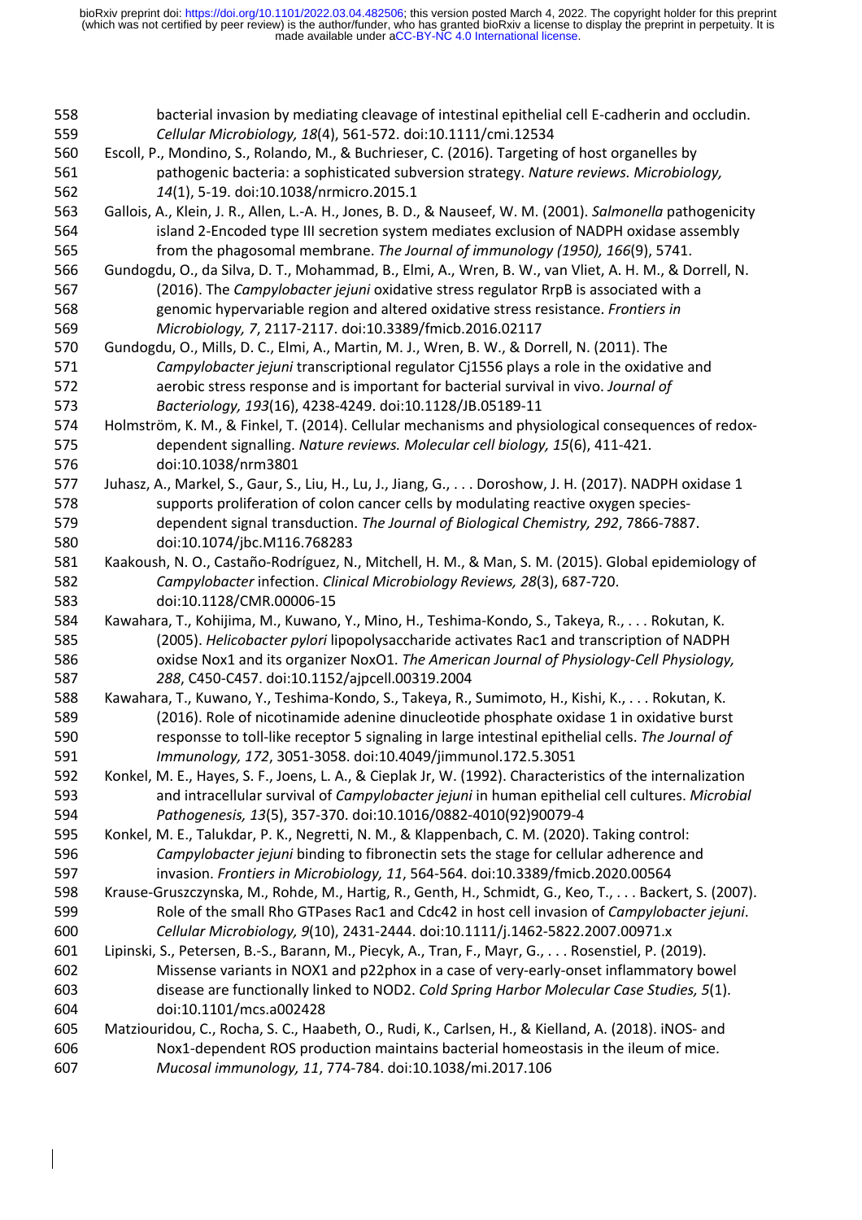bacterial invasion by mediating cleavage of intestinal epithelial cell E-cadherin and occludin. *Cellular Microbiology, 18*(4), 561-572. doi:10.1111/cmi.12534

Escoll, P., Mondino, S., Rolando, M., & Buchrieser, C. (2016). Targeting of host organelles by pathogenic bacteria: a sophisticated subversion strategy. *Nature reviews. Microbiology, 14*(1), 5-19. doi:10.1038/nrmicro.2015.1

Gallois, A., Klein, J. R., Allen, L.-A. H., Jones, B. D., & Nauseef, W. M. (2001). *Salmonella* pathogenicity island 2-Encoded type III secretion system mediates exclusion of NADPH oxidase assembly from the phagosomal membrane. *The Journal of immunology (1950), 166*(9), 5741.

Gundogdu, O., da Silva, D. T., Mohammad, B., Elmi, A., Wren, B. W., van Vliet, A. H. M., & Dorrell, N. (2016). The *Campylobacter jejuni* oxidative stress regulator RrpB is associated with a genomic hypervariable region and altered oxidative stress resistance. *Frontiers in Microbiology, 7*, 2117-2117. doi:10.3389/fmicb.2016.02117

Gundogdu, O., Mills, D. C., Elmi, A., Martin, M. J., Wren, B. W., & Dorrell, N. (2011). The *Campylobacter jejuni* transcriptional regulator Cj1556 plays a role in the oxidative and aerobic stress response and is important for bacterial survival in vivo. *Journal of Bacteriology, 193*(16), 4238-4249. doi:10.1128/JB.05189-11

Holmström, K. M., & Finkel, T. (2014). Cellular mechanisms and physiological consequences of redox-dependent signalling. *Nature reviews. Molecular cell biology, 15*(6), 411-421. doi:10.1038/nrm3801

Juhasz, A., Markel, S., Gaur, S., Liu, H., Lu, J., Jiang, G., . . . Doroshow, J. H. (2017). NADPH oxidase 1 supports proliferation of colon cancer cells by modulating reactive oxygen species-dependent signal transduction. *The Journal of Biological Chemistry, 292*, 7866-7887. doi:10.1074/jbc.M116.768283

Kaakoush, N. O., Castaño-Rodríguez, N., Mitchell, H. M., & Man, S. M. (2015). Global epidemiology of *Campylobacter* infection. *Clinical Microbiology Reviews, 28*(3), 687-720. doi:10.1128/CMR.00006-15

Kawahara, T., Kohijima, M., Kuwano, Y., Mino, H., Teshima-Kondo, S., Takeya, R., . . . Rokutan, K. (2005). *Helicobacter pylori* lipopolysaccharide activates Rac1 and transcription of NADPH oxidse Nox1 and its organizer NoxO1. *The American Journal of Physiology-Cell Physiology, 288*, C450-C457. doi:10.1152/ajpcell.00319.2004

Kawahara, T., Kuwano, Y., Teshima-Kondo, S., Takeya, R., Sumimoto, H., Kishi, K., . . . Rokutan, K. (2016). Role of nicotinamide adenine dinucleotide phosphate oxidase 1 in oxidative burst responsse to toll-like receptor 5 signaling in large intestinal epithelial cells. *The Journal of Immunology, 172*, 3051-3058. doi:10.4049/jimmunol.172.5.3051

Konkel, M. E., Hayes, S. F., Joens, L. A., & Cieplak Jr, W. (1992). Characteristics of the internalization and intracellular survival of *Campylobacter jejuni* in human epithelial cell cultures. *Microbial Pathogenesis, 13*(5), 357-370. doi:10.1016/0882-4010(92)90079-4

Konkel, M. E., Talukdar, P. K., Negretti, N. M., & Klappenbach, C. M. (2020). Taking control: *Campylobacter jejuni* binding to fibronectin sets the stage for cellular adherence and invasion. *Frontiers in Microbiology, 11*, 564-564. doi:10.3389/fmicb.2020.00564

Krause-Gruszczynska, M., Rohde, M., Hartig, R., Genth, H., Schmidt, G., Keo, T., . . . Backert, S. (2007). Role of the small Rho GTPases Rac1 and Cdc42 in host cell invasion of *Campylobacter jejuni*. *Cellular Microbiology, 9*(10), 2431-2444. doi:10.1111/j.1462-5822.2007.00971.x

Lipinski, S., Petersen, B.-S., Barann, M., Piecyk, A., Tran, F., Mayr, G., . . . Rosenstiel, P. (2019). Missense variants in NOX1 and p22phox in a case of very-early-onset inflammatory bowel disease are functionally linked to NOD2. *Cold Spring Harbor Molecular Case Studies, 5*(1). doi:10.1101/mcs.a002428

Matziouridou, C., Rocha, S. C., Haabeth, O., Rudi, K., Carlsen, H., & Kielland, A. (2018). iNOS- and Nox1-dependent ROS production maintains bacterial homeostasis in the ileum of mice. *Mucosal immunology, 11*, 774-784. doi:10.1038/mi.2017.106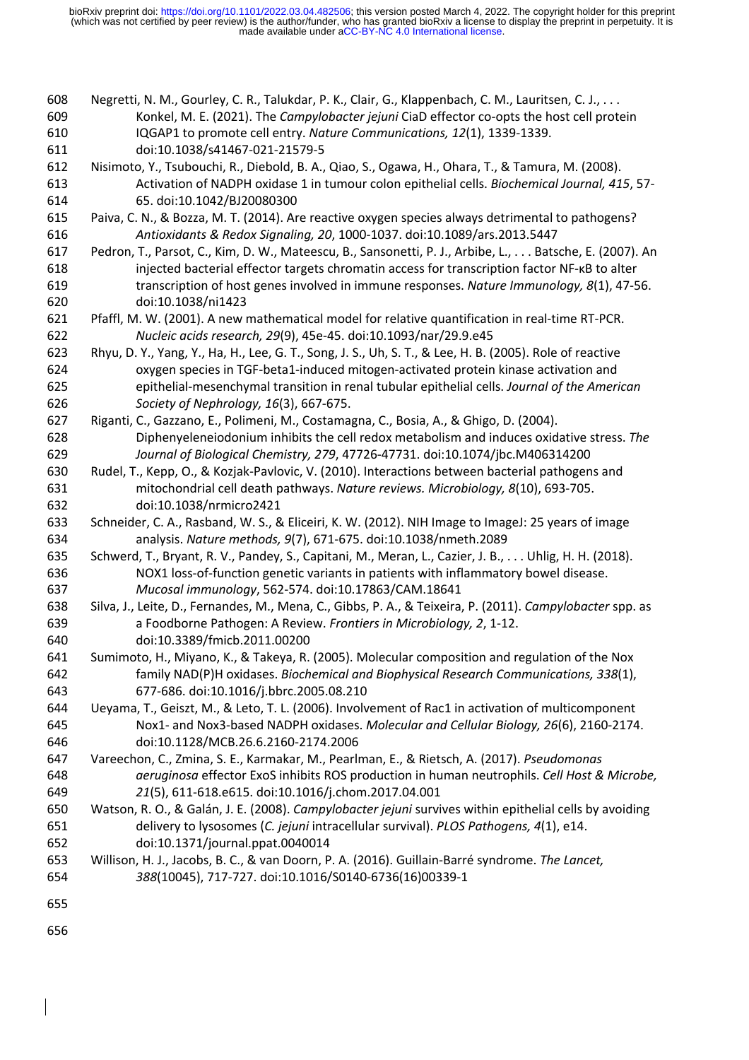Negretti, N. M., Gourley, C. R., Talukdar, P. K., Clair, G., Klappenbach, C. M., Lauritsen, C. J., . . . Konkel, M. E. (2021). The *Campylobacter jejuni* CiaD effector co-opts the host cell protein IQGAP1 to promote cell entry. *Nature Communications, 12*(1), 1339-1339. doi:10.1038/s41467-021-21579-5

Nisimoto, Y., Tsubouchi, R., Diebold, B. A., Qiao, S., Ogawa, H., Ohara, T., & Tamura, M. (2008). Activation of NADPH oxidase 1 in tumour colon epithelial cells. *Biochemical Journal, 415*, 57-65. doi:10.1042/BJ20080300

Paiva, C. N., & Bozza, M. T. (2014). Are reactive oxygen species always detrimental to pathogens? *Antioxidants & Redox Signaling, 20*, 1000-1037. doi:10.1089/ars.2013.5447

Pedron, T., Parsot, C., Kim, D. W., Mateescu, B., Sansonetti, P. J., Arbibe, L., . . . Batsche, E. (2007). An injected bacterial effector targets chromatin access for transcription factor NF-κB to alter transcription of host genes involved in immune responses. *Nature Immunology, 8*(1), 47-56. doi:10.1038/ni1423

Pfaffl, M. W. (2001). A new mathematical model for relative quantification in real-time RT-PCR. *Nucleic acids research, 29*(9), 45e-45. doi:10.1093/nar/29.9.e45

Rhyu, D. Y., Yang, Y., Ha, H., Lee, G. T., Song, J. S., Uh, S. T., & Lee, H. B. (2005). Role of reactive oxygen species in TGF-beta1-induced mitogen-activated protein kinase activation and epithelial-mesenchymal transition in renal tubular epithelial cells. *Journal of the American Society of Nephrology, 16*(3), 667-675.

Riganti, C., Gazzano, E., Polimeni, M., Costamagna, C., Bosia, A., & Ghigo, D. (2004). Diphenyeleneiodonium inhibits the cell redox metabolism and induces oxidative stress. *The Journal of Biological Chemistry, 279*, 47726-47731. doi:10.1074/jbc.M406314200

Rudel, T., Kepp, O., & Kozjak-Pavlovic, V. (2010). Interactions between bacterial pathogens and mitochondrial cell death pathways. *Nature reviews. Microbiology, 8*(10), 693-705. doi:10.1038/nrmicro2421

Schneider, C. A., Rasband, W. S., & Eliceiri, K. W. (2012). NIH Image to ImageJ: 25 years of image analysis. *Nature methods, 9*(7), 671-675. doi:10.1038/nmeth.2089

Schwerd, T., Bryant, R. V., Pandey, S., Capitani, M., Meran, L., Cazier, J. B., . . . Uhlig, H. H. (2018). NOX1 loss-of-function genetic variants in patients with inflammatory bowel disease. *Mucosal immunology*, 562-574. doi:10.17863/CAM.18641

Silva, J., Leite, D., Fernandes, M., Mena, C., Gibbs, P. A., & Teixeira, P. (2011). *Campylobacter* spp. as a Foodborne Pathogen: A Review. *Frontiers in Microbiology, 2*, 1-12. doi:10.3389/fmicb.2011.00200

Sumimoto, H., Miyano, K., & Takeya, R. (2005). Molecular composition and regulation of the Nox family NAD(P)H oxidases. *Biochemical and Biophysical Research Communications, 338*(1), 677-686. doi:10.1016/j.bbrc.2005.08.210

Ueyama, T., Geiszt, M., & Leto, T. L. (2006). Involvement of Rac1 in activation of multicomponent Nox1- and Nox3-based NADPH oxidases. *Molecular and Cellular Biology, 26*(6), 2160-2174. doi:10.1128/MCB.26.6.2160-2174.2006

Vareechon, C., Zmina, S. E., Karmakar, M., Pearlman, E., & Rietsch, A. (2017). *Pseudomonas aeruginosa* effector ExoS inhibits ROS production in human neutrophils. *Cell Host & Microbe, 21*(5), 611-618.e615. doi:10.1016/j.chom.2017.04.001

Watson, R. O., & Galán, J. E. (2008). *Campylobacter jejuni* survives within epithelial cells by avoiding delivery to lysosomes (*C. jejuni* intracellular survival). *PLOS Pathogens, 4*(1), e14. doi:10.1371/journal.ppat.0040014

Willison, H. J., Jacobs, B. C., & van Doorn, P. A. (2016). Guillain-Barré syndrome. *The Lancet, 388*(10045), 717-727. doi:10.1016/S0140-6736(16)00339-1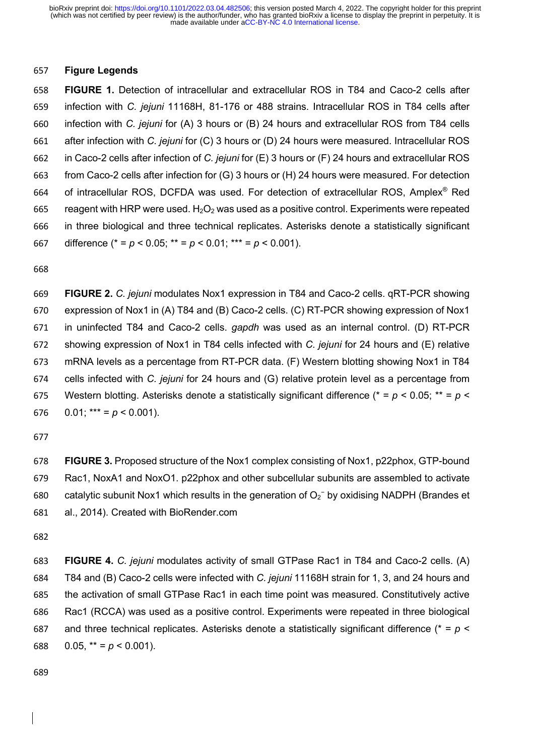## Figure Legends

**FIGURE 1.** Detection of intracellular and extracellular ROS in T84 and Caco-2 cells after infection with *C. jejuni* 11168H, 81-176 or 488 strains. Intracellular ROS in T84 cells after infection with *C. jejuni* for (A) 3 hours or (B) 24 hours and extracellular ROS from T84 cells after infection with *C. jejuni* for (C) 3 hours or (D) 24 hours were measured. Intracellular ROS in Caco-2 cells after infection of *C. jejuni* for (E) 3 hours or (F) 24 hours and extracellular ROS from Caco-2 cells after infection for (G) 3 hours or (H) 24 hours were measured. For detection of intracellular ROS, DCFDA was used. For detection of extracellular ROS, Amplex® Red reagent with HRP were used. $H_2O_2$ was used as a positive control. Experiments were repeated in three biological and three technical replicates. Asterisks denote a statistically significant difference (* = $p < 0.05$; ** = $p < 0.01$; *** = $p < 0.001$).

**FIGURE 2.** *C. jejuni* modulates Nox1 expression in T84 and Caco-2 cells. qRT-PCR showing expression of Nox1 in (A) T84 and (B) Caco-2 cells. (C) RT-PCR showing expression of Nox1 in uninfected T84 and Caco-2 cells. *gapdh* was used as an internal control. (D) RT-PCR showing expression of Nox1 in T84 cells infected with *C. jejuni* for 24 hours and (E) relative mRNA levels as a percentage from RT-PCR data. (F) Western blotting showing Nox1 in T84 cells infected with *C. jejuni* for 24 hours and (G) relative protein level as a percentage from Western blotting. Asterisks denote a statistically significant difference (* = $p < 0.05$; ** = $p < 0.01$; *** = $p < 0.001$).

**FIGURE 3.** Proposed structure of the Nox1 complex consisting of Nox1, p22phox, GTP-bound Rac1, NoxA1 and NoxO1. p22phox and other subcellular subunits are assembled to activate catalytic subunit Nox1 which results in the generation of $O_2^-$ by oxidising NADPH (Brandes et al., 2014). Created with BioRender.com

**FIGURE 4.** *C. jejuni* modulates activity of small GTPase Rac1 in T84 and Caco-2 cells. (A) T84 and (B) Caco-2 cells were infected with *C. jejuni* 11168H strain for 1, 3, and 24 hours and the activation of small GTPase Rac1 in each time point was measured. Constitutively active Rac1 (RCCA) was used as a positive control. Experiments were repeated in three biological and three technical replicates. Asterisks denote a statistically significant difference (* = $p < 0.05$, ** = $p < 0.001$).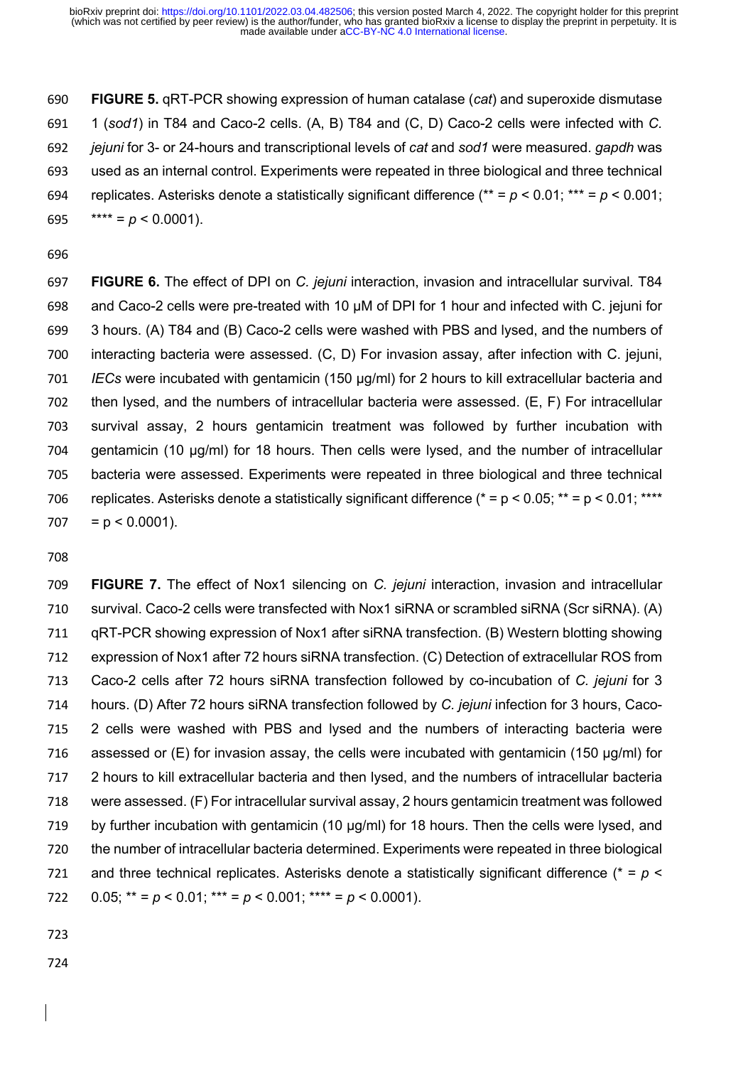**FIGURE 5.** qRT-PCR showing expression of human catalase (*cat*) and superoxide dismutase 1 (*sod1*) in T84 and Caco-2 cells. (A, B) T84 and (C, D) Caco-2 cells were infected with *C. jejuni* for 3- or 24-hours and transcriptional levels of *cat* and *sod1* were measured. *gapdh* was used as an internal control. Experiments were repeated in three biological and three technical replicates. Asterisks denote a statistically significant difference (** = $p < 0.01$; *** = $p < 0.001$; **** = $p < 0.0001$).

**FIGURE 6.** The effect of DPI on *C. jejuni* interaction, invasion and intracellular survival. T84 and Caco-2 cells were pre-treated with 10 μM of DPI for 1 hour and infected with C. jejuni for 3 hours. (A) T84 and (B) Caco-2 cells were washed with PBS and lysed, and the numbers of interacting bacteria were assessed. (C, D) For invasion assay, after infection with C. jejuni, *IECs* were incubated with gentamicin (150 μg/ml) for 2 hours to kill extracellular bacteria and then lysed, and the numbers of intracellular bacteria were assessed. (E, F) For intracellular survival assay, 2 hours gentamicin treatment was followed by further incubation with gentamicin (10 μg/ml) for 18 hours. Then cells were lysed, and the number of intracellular bacteria were assessed. Experiments were repeated in three biological and three technical replicates. Asterisks denote a statistically significant difference (* = $p < 0.05$; ** = $p < 0.01$; **** = $p < 0.0001$).

**FIGURE 7.** The effect of Nox1 silencing on *C. jejuni* interaction, invasion and intracellular survival. Caco-2 cells were transfected with Nox1 siRNA or scrambled siRNA (Scr siRNA). (A) qRT-PCR showing expression of Nox1 after siRNA transfection. (B) Western blotting showing expression of Nox1 after 72 hours siRNA transfection. (C) Detection of extracellular ROS from Caco-2 cells after 72 hours siRNA transfection followed by co-incubation of *C. jejuni* for 3 hours. (D) After 72 hours siRNA transfection followed by *C. jejuni* infection for 3 hours, Caco-2 cells were washed with PBS and lysed and the numbers of interacting bacteria were assessed or (E) for invasion assay, the cells were incubated with gentamicin (150 μg/ml) for 2 hours to kill extracellular bacteria and then lysed, and the numbers of intracellular bacteria were assessed. (F) For intracellular survival assay, 2 hours gentamicin treatment was followed by further incubation with gentamicin (10 μg/ml) for 18 hours. Then the cells were lysed, and the number of intracellular bacteria determined. Experiments were repeated in three biological and three technical replicates. Asterisks denote a statistically significant difference (* = $p < 0.05$; ** = $p < 0.01$; *** = $p < 0.001$; **** = $p < 0.0001$).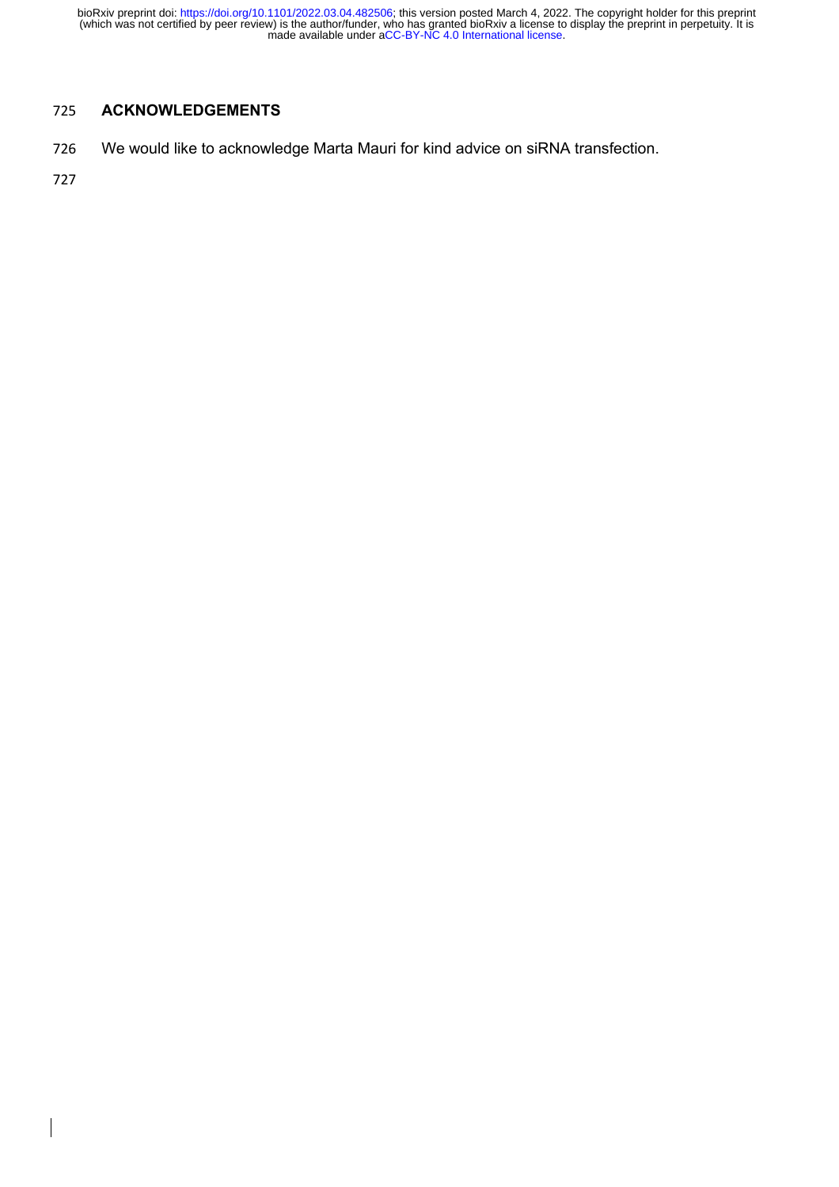## ACKNOWLEDGEMENTS

We would like to acknowledge Marta Mauri for kind advice on siRNA transfection.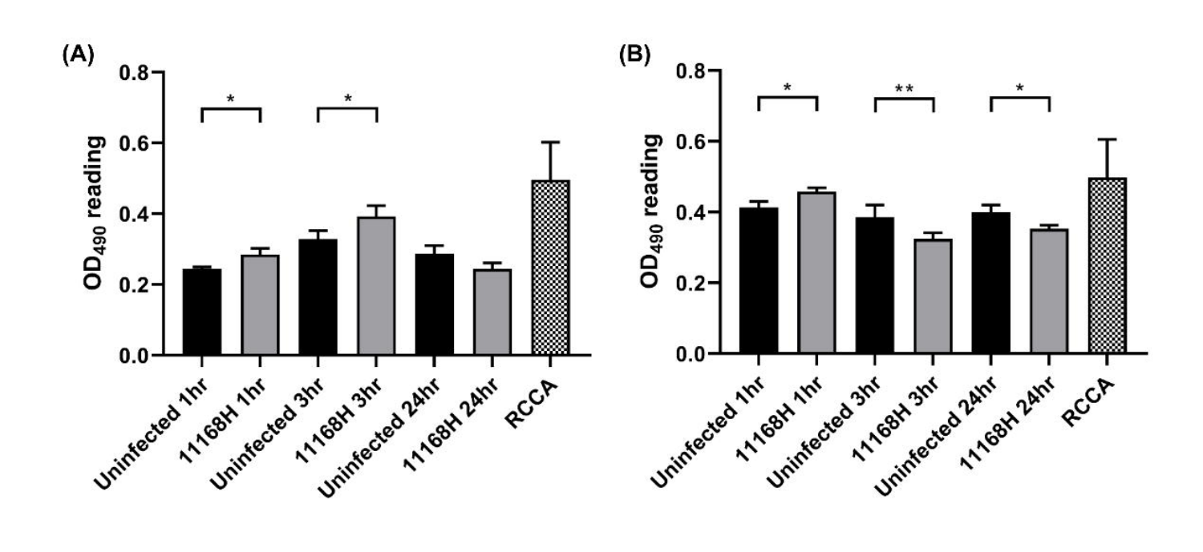(A)

| | |
|---|---|
| y-axis | $OD_{490}$ reading (0.0–0.8) |
| Bars | Uninfected 1hr, 11168H 1hr, Uninfected 3hr, 11168H 3hr, Uninfected 24hr, 11168H 24hr, RCCA |
| Significance | * Uninfected 1hr vs 11168H 1hr; * Uninfected 3hr vs 11168H 3hr |

(B)

| | |
|---|---|
| y-axis | $OD_{490}$ reading (0.0–0.8) |
| Bars | Uninfected 1hr, 11168H 1hr, Uninfected 3hr, 11168H 3hr, Uninfected 24hr, 11168H 24hr, RCCA |
| Significance | * Uninfected 1hr vs 11168H 1hr; ** Uninfected 3hr vs 11168H 3hr; * Uninfected 24hr vs 11168H 24hr |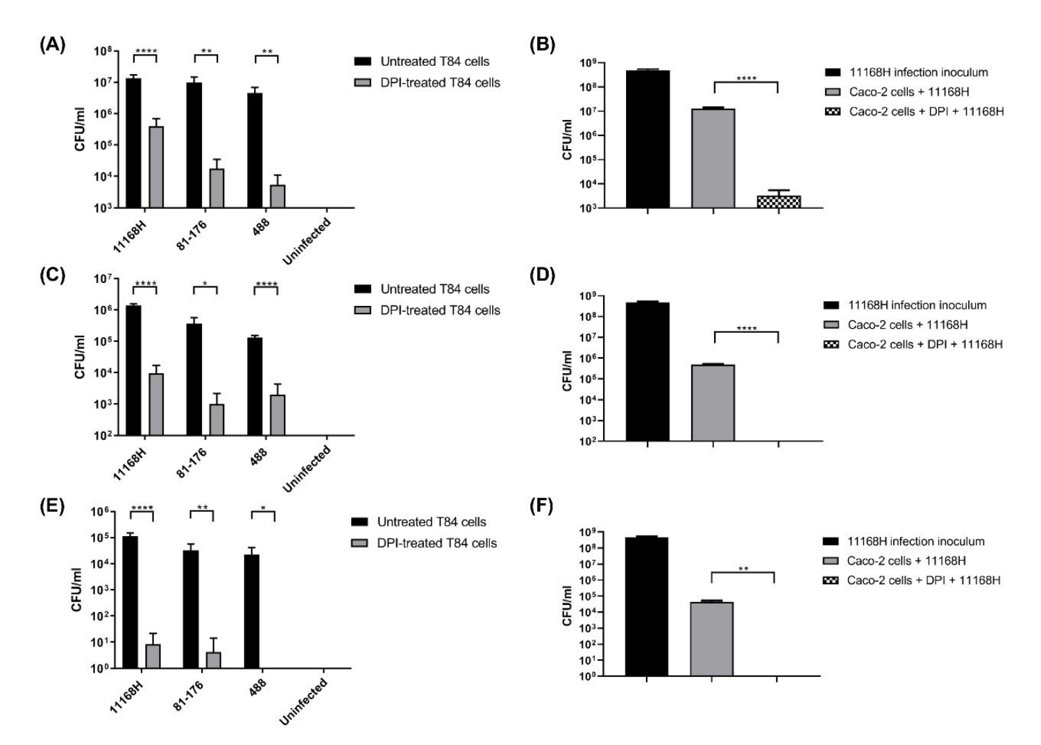(A)

CFU/ml

Untreated T84 cells

DPI-treated T84 cells

11168H, 81-176, 488, Uninfected

(B)

CFU/ml

11168H infection inoculum

Caco-2 cells + 11168H

Caco-2 cells + DPI + 11168H

(C)

CFU/ml

Untreated T84 cells

DPI-treated T84 cells

11168H, 81-176, 488, Uninfected

(D)

CFU/ml

11168H infection inoculum

Caco-2 cells + 11168H

Caco-2 cells + DPI + 11168H

(E)

CFU/ml

Untreated T84 cells

DPI-treated T84 cells

11168H, 81-176, 488, Uninfected

(F)

CFU/ml

11168H infection inoculum

Caco-2 cells + 11168H

Caco-2 cells + DPI + 11168H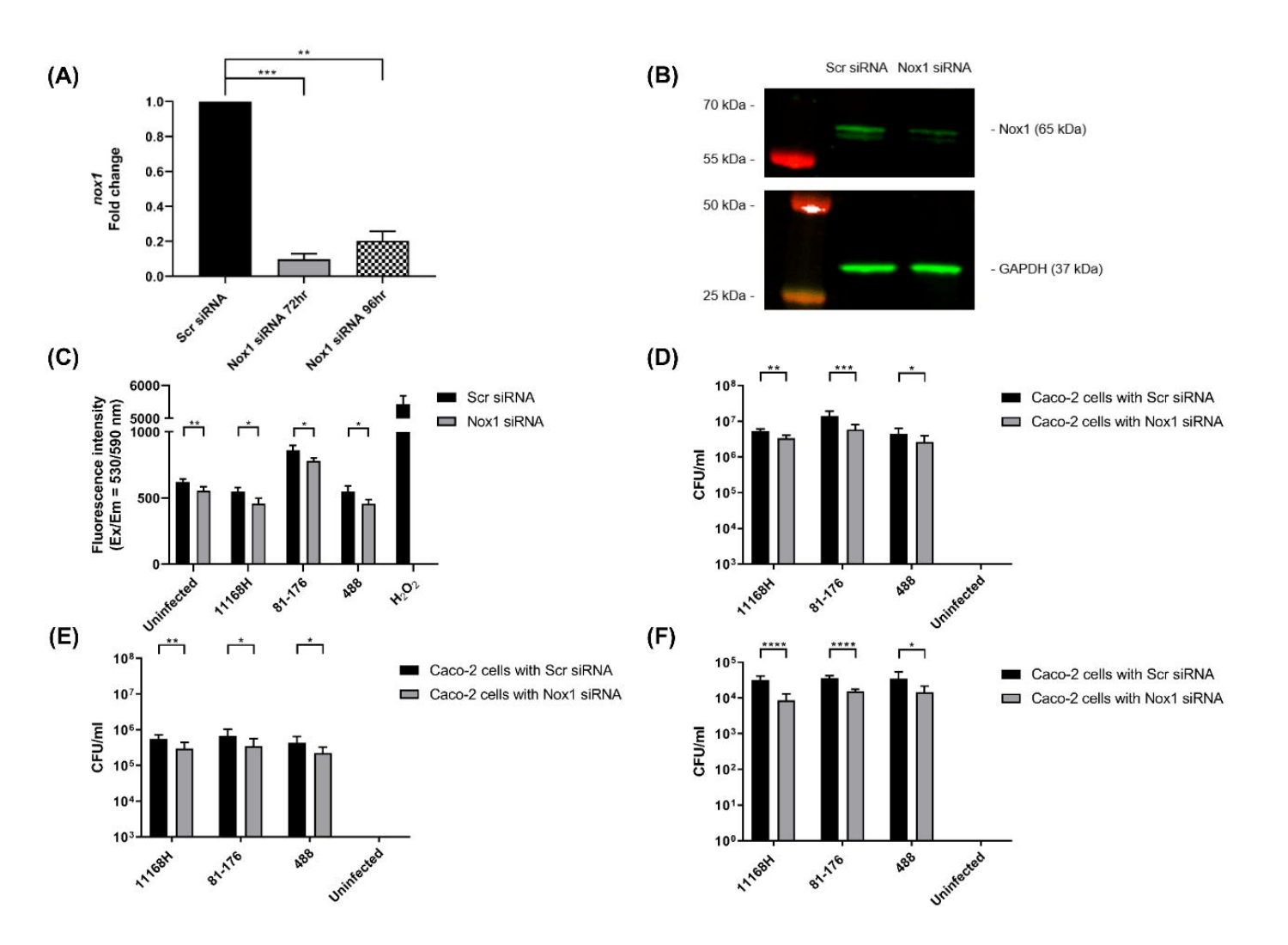(A)

***

**

1.0

0.8

0.6

0.4

0.2

0.0

*nox1* Fold change

Scr siRNA

Nox1 siRNA 72hr

Nox1 siRNA 96hr

(B)

Scr siRNA Nox1 siRNA

70 kDa -

55 kDa -

- Nox1 (65 kDa)

50 kDa -

25 kDa -

- GAPDH (37 kDa)

(C)

Fluorescence intensity (Ex/Em = 530/590 nm)

6000

5000

1000

500

0

Scr siRNA

Nox1 siRNA

**

*

*

*

Uninfected

11168H

81-176

488

$H_2O_2$

(D)

$10^8$

$10^7$

$10^6$

$10^5$

$10^4$

$10^3$

CFU/ml

**

***

*

Caco-2 cells with Scr siRNA

Caco-2 cells with Nox1 siRNA

11168H

81-176

488

Uninfected

(E)

$10^8$

$10^7$

$10^6$

$10^5$

$10^4$

$10^3$

CFU/ml

**

*

*

Caco-2 cells with Scr siRNA

Caco-2 cells with Nox1 siRNA

11168H

81-176

488

Uninfected

(F)

$10^5$

$10^4$

$10^3$

$10^2$

$10^1$

$10^0$

CFU/ml

****

****

*

Caco-2 cells with Scr siRNA

Caco-2 cells with Nox1 siRNA

11168H

81-176

488

Uninfected